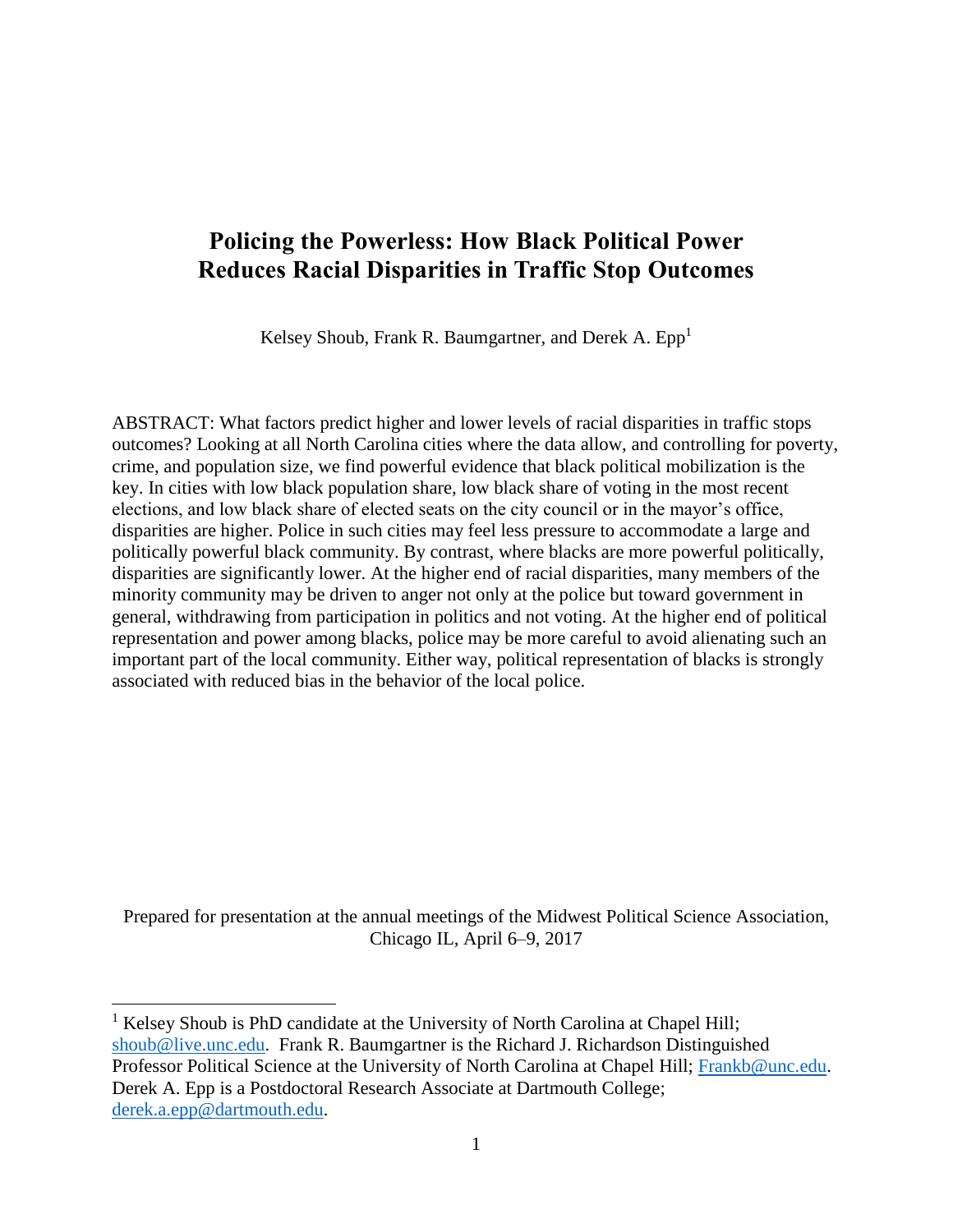# Policing the Powerless: How Black Political Power Reduces Racial Disparities in Traffic Stop Outcomes

Kelsey Shoub, Frank R. Baumgartner, and Derek A. Epp[1]

ABSTRACT: What factors predict higher and lower levels of racial disparities in traffic stops outcomes? Looking at all North Carolina cities where the data allow, and controlling for poverty, crime, and population size, we find powerful evidence that black political mobilization is the key. In cities with low black population share, low black share of voting in the most recent elections, and low black share of elected seats on the city council or in the mayor's office, disparities are higher. Police in such cities may feel less pressure to accommodate a large and politically powerful black community. By contrast, where blacks are more powerful politically, disparities are significantly lower. At the higher end of racial disparities, many members of the minority community may be driven to anger not only at the police but toward government in general, withdrawing from participation in politics and not voting. At the higher end of political representation and power among blacks, police may be more careful to avoid alienating such an important part of the local community. Either way, political representation of blacks is strongly associated with reduced bias in the behavior of the local police.

Prepared for presentation at the annual meetings of the Midwest Political Science Association, Chicago IL, April 6–9, 2017

[1] Kelsey Shoub is PhD candidate at the University of North Carolina at Chapel Hill; shoub@live.unc.edu. Frank R. Baumgartner is the Richard J. Richardson Distinguished Professor Political Science at the University of North Carolina at Chapel Hill; Frankb@unc.edu. Derek A. Epp is a Postdoctoral Research Associate at Dartmouth College; derek.a.epp@dartmouth.edu.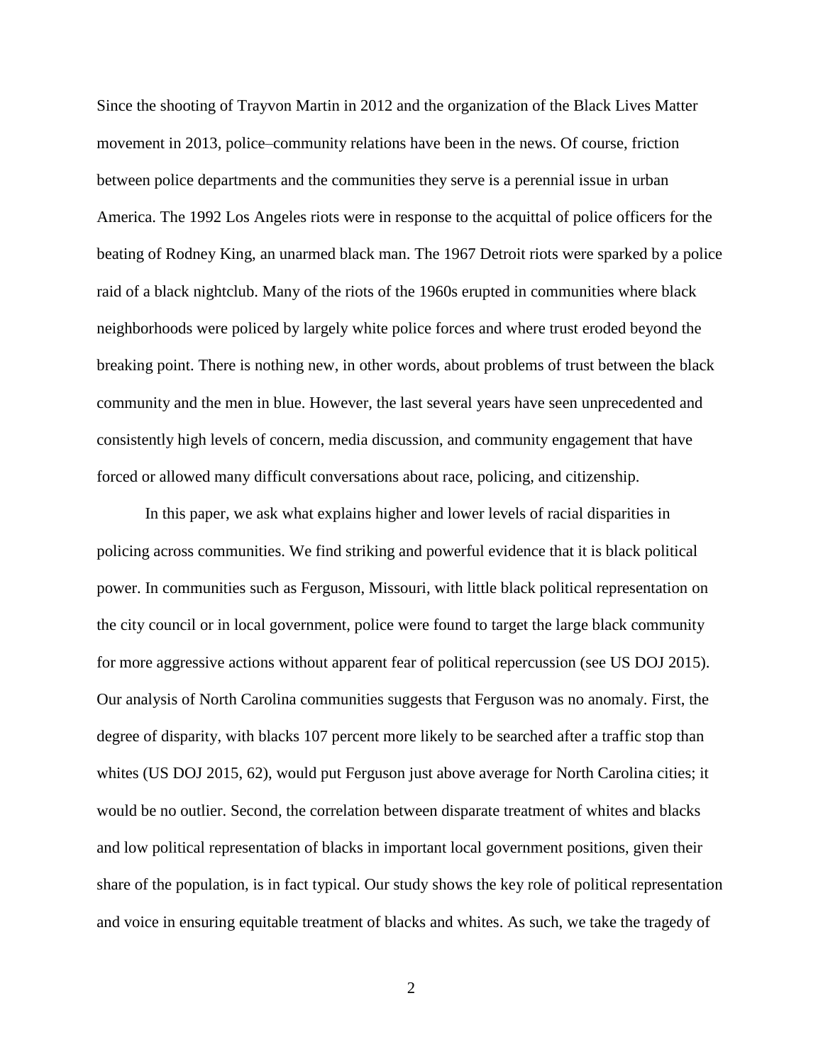Since the shooting of Trayvon Martin in 2012 and the organization of the Black Lives Matter movement in 2013, police–community relations have been in the news. Of course, friction between police departments and the communities they serve is a perennial issue in urban America. The 1992 Los Angeles riots were in response to the acquittal of police officers for the beating of Rodney King, an unarmed black man. The 1967 Detroit riots were sparked by a police raid of a black nightclub. Many of the riots of the 1960s erupted in communities where black neighborhoods were policed by largely white police forces and where trust eroded beyond the breaking point. There is nothing new, in other words, about problems of trust between the black community and the men in blue. However, the last several years have seen unprecedented and consistently high levels of concern, media discussion, and community engagement that have forced or allowed many difficult conversations about race, policing, and citizenship.

In this paper, we ask what explains higher and lower levels of racial disparities in policing across communities. We find striking and powerful evidence that it is black political power. In communities such as Ferguson, Missouri, with little black political representation on the city council or in local government, police were found to target the large black community for more aggressive actions without apparent fear of political repercussion (see US DOJ 2015). Our analysis of North Carolina communities suggests that Ferguson was no anomaly. First, the degree of disparity, with blacks 107 percent more likely to be searched after a traffic stop than whites (US DOJ 2015, 62), would put Ferguson just above average for North Carolina cities; it would be no outlier. Second, the correlation between disparate treatment of whites and blacks and low political representation of blacks in important local government positions, given their share of the population, is in fact typical. Our study shows the key role of political representation and voice in ensuring equitable treatment of blacks and whites. As such, we take the tragedy of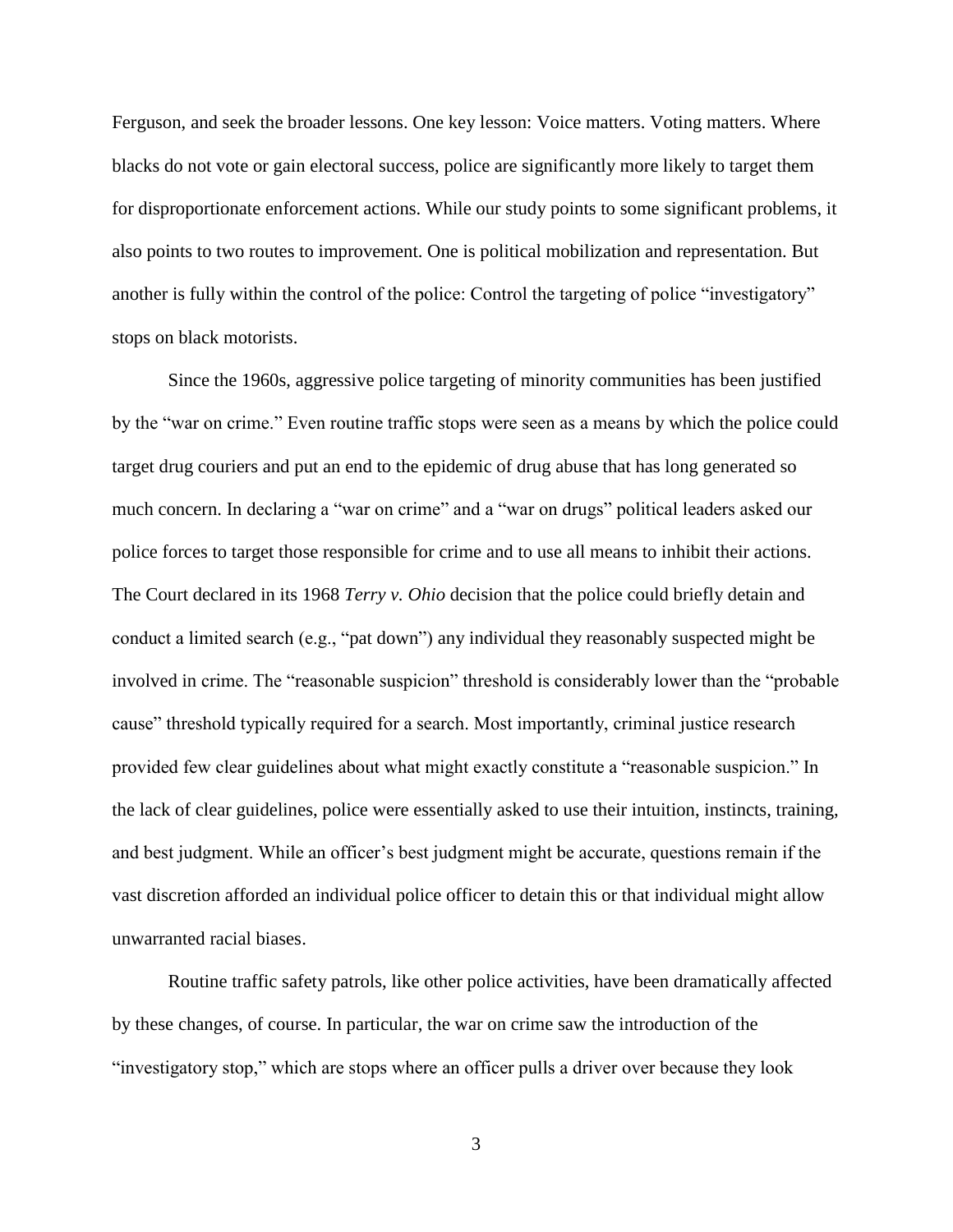Ferguson, and seek the broader lessons. One key lesson: Voice matters. Voting matters. Where blacks do not vote or gain electoral success, police are significantly more likely to target them for disproportionate enforcement actions. While our study points to some significant problems, it also points to two routes to improvement. One is political mobilization and representation. But another is fully within the control of the police: Control the targeting of police "investigatory" stops on black motorists.

Since the 1960s, aggressive police targeting of minority communities has been justified by the "war on crime." Even routine traffic stops were seen as a means by which the police could target drug couriers and put an end to the epidemic of drug abuse that has long generated so much concern. In declaring a "war on crime" and a "war on drugs" political leaders asked our police forces to target those responsible for crime and to use all means to inhibit their actions. The Court declared in its 1968 *Terry v. Ohio* decision that the police could briefly detain and conduct a limited search (e.g., "pat down") any individual they reasonably suspected might be involved in crime. The "reasonable suspicion" threshold is considerably lower than the "probable cause" threshold typically required for a search. Most importantly, criminal justice research provided few clear guidelines about what might exactly constitute a "reasonable suspicion." In the lack of clear guidelines, police were essentially asked to use their intuition, instincts, training, and best judgment. While an officer's best judgment might be accurate, questions remain if the vast discretion afforded an individual police officer to detain this or that individual might allow unwarranted racial biases.

Routine traffic safety patrols, like other police activities, have been dramatically affected by these changes, of course. In particular, the war on crime saw the introduction of the "investigatory stop," which are stops where an officer pulls a driver over because they look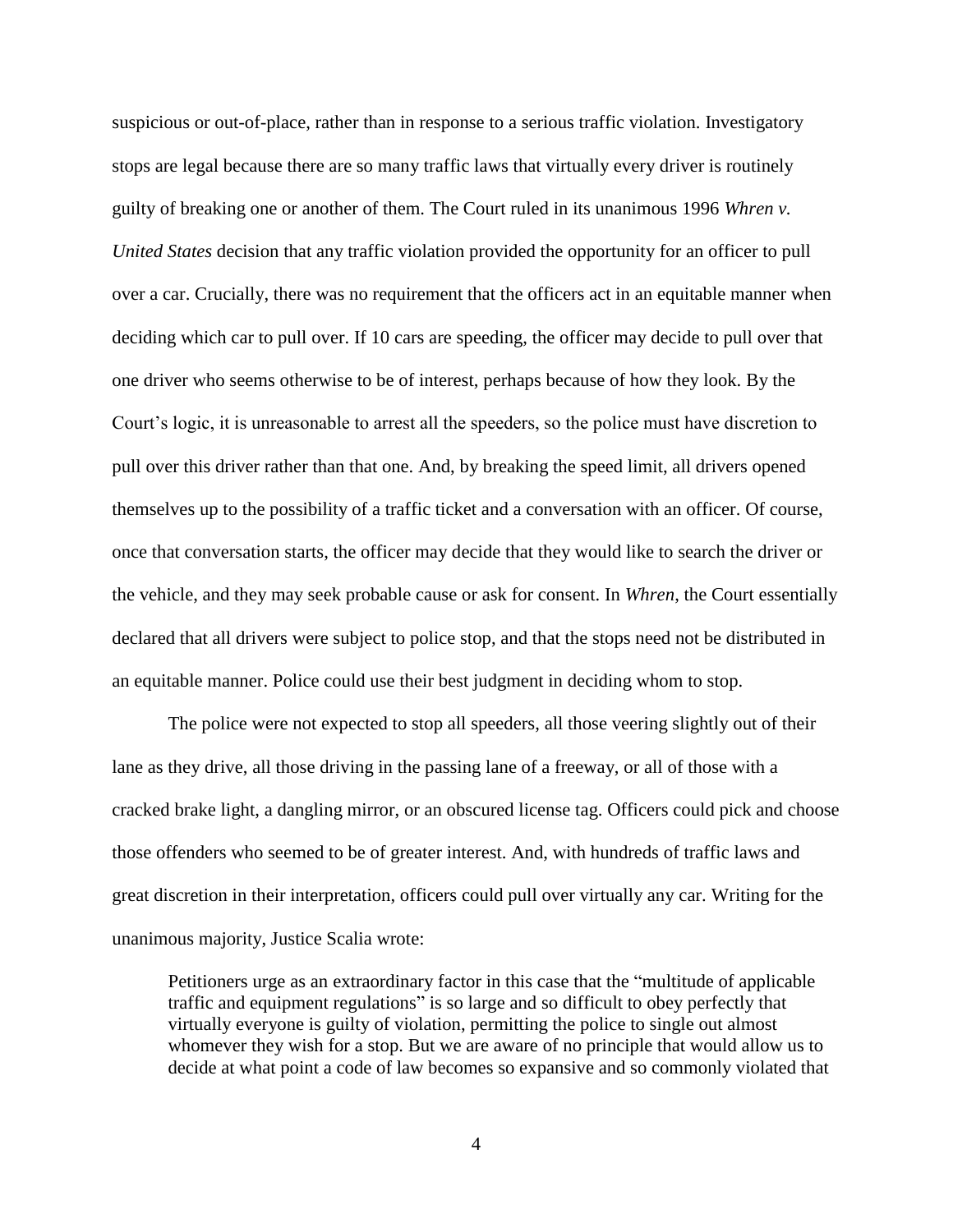suspicious or out-of-place, rather than in response to a serious traffic violation. Investigatory stops are legal because there are so many traffic laws that virtually every driver is routinely guilty of breaking one or another of them. The Court ruled in its unanimous 1996 *Whren v. United States* decision that any traffic violation provided the opportunity for an officer to pull over a car. Crucially, there was no requirement that the officers act in an equitable manner when deciding which car to pull over. If 10 cars are speeding, the officer may decide to pull over that one driver who seems otherwise to be of interest, perhaps because of how they look. By the Court's logic, it is unreasonable to arrest all the speeders, so the police must have discretion to pull over this driver rather than that one. And, by breaking the speed limit, all drivers opened themselves up to the possibility of a traffic ticket and a conversation with an officer. Of course, once that conversation starts, the officer may decide that they would like to search the driver or the vehicle, and they may seek probable cause or ask for consent. In *Whren*, the Court essentially declared that all drivers were subject to police stop, and that the stops need not be distributed in an equitable manner. Police could use their best judgment in deciding whom to stop.

The police were not expected to stop all speeders, all those veering slightly out of their lane as they drive, all those driving in the passing lane of a freeway, or all of those with a cracked brake light, a dangling mirror, or an obscured license tag. Officers could pick and choose those offenders who seemed to be of greater interest. And, with hundreds of traffic laws and great discretion in their interpretation, officers could pull over virtually any car. Writing for the unanimous majority, Justice Scalia wrote:

> Petitioners urge as an extraordinary factor in this case that the "multitude of applicable traffic and equipment regulations" is so large and so difficult to obey perfectly that virtually everyone is guilty of violation, permitting the police to single out almost whomever they wish for a stop. But we are aware of no principle that would allow us to decide at what point a code of law becomes so expansive and so commonly violated that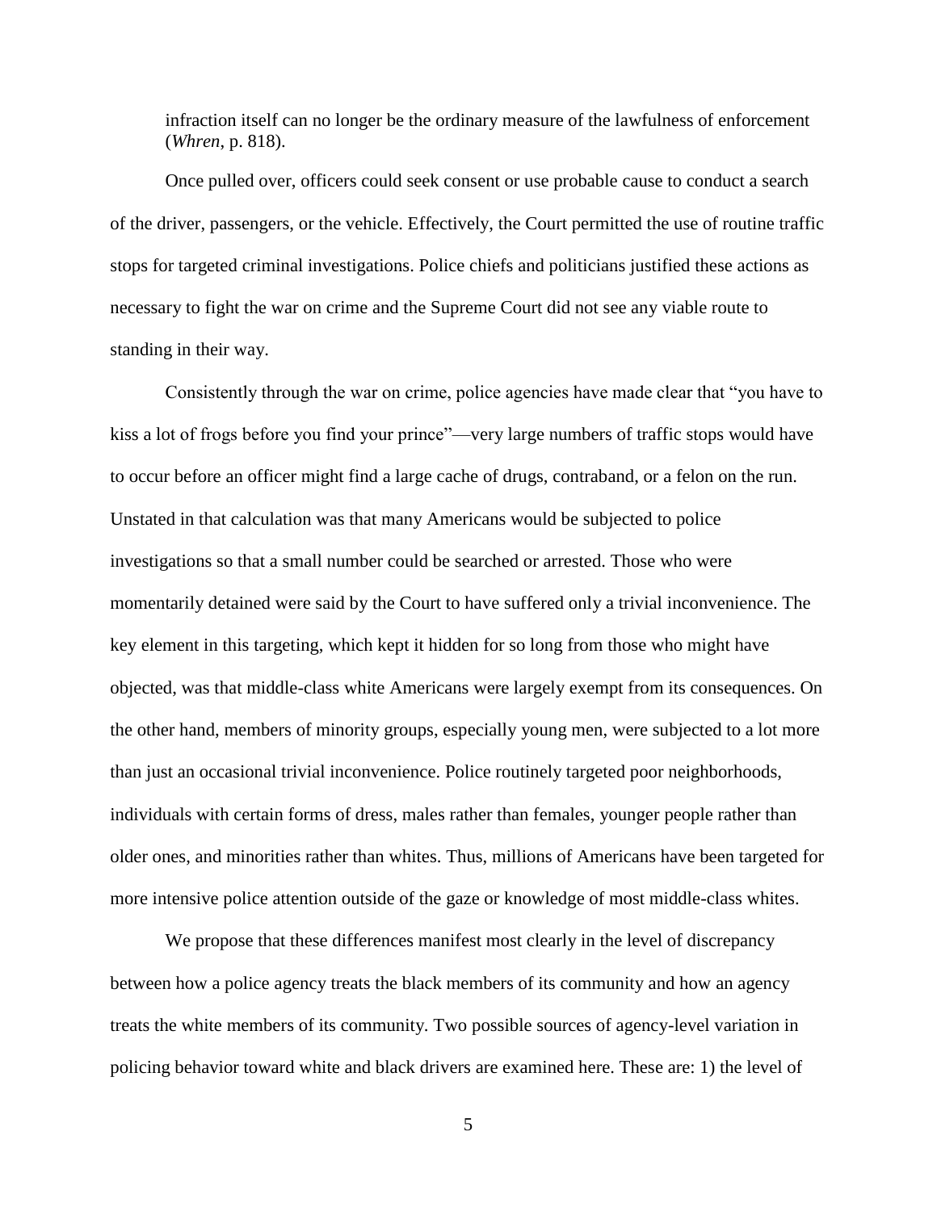infraction itself can no longer be the ordinary measure of the lawfulness of enforcement (*Whren*, p. 818).

Once pulled over, officers could seek consent or use probable cause to conduct a search of the driver, passengers, or the vehicle. Effectively, the Court permitted the use of routine traffic stops for targeted criminal investigations. Police chiefs and politicians justified these actions as necessary to fight the war on crime and the Supreme Court did not see any viable route to standing in their way.

Consistently through the war on crime, police agencies have made clear that "you have to kiss a lot of frogs before you find your prince"—very large numbers of traffic stops would have to occur before an officer might find a large cache of drugs, contraband, or a felon on the run. Unstated in that calculation was that many Americans would be subjected to police investigations so that a small number could be searched or arrested. Those who were momentarily detained were said by the Court to have suffered only a trivial inconvenience. The key element in this targeting, which kept it hidden for so long from those who might have objected, was that middle-class white Americans were largely exempt from its consequences. On the other hand, members of minority groups, especially young men, were subjected to a lot more than just an occasional trivial inconvenience. Police routinely targeted poor neighborhoods, individuals with certain forms of dress, males rather than females, younger people rather than older ones, and minorities rather than whites. Thus, millions of Americans have been targeted for more intensive police attention outside of the gaze or knowledge of most middle-class whites.

We propose that these differences manifest most clearly in the level of discrepancy between how a police agency treats the black members of its community and how an agency treats the white members of its community. Two possible sources of agency-level variation in policing behavior toward white and black drivers are examined here. These are: 1) the level of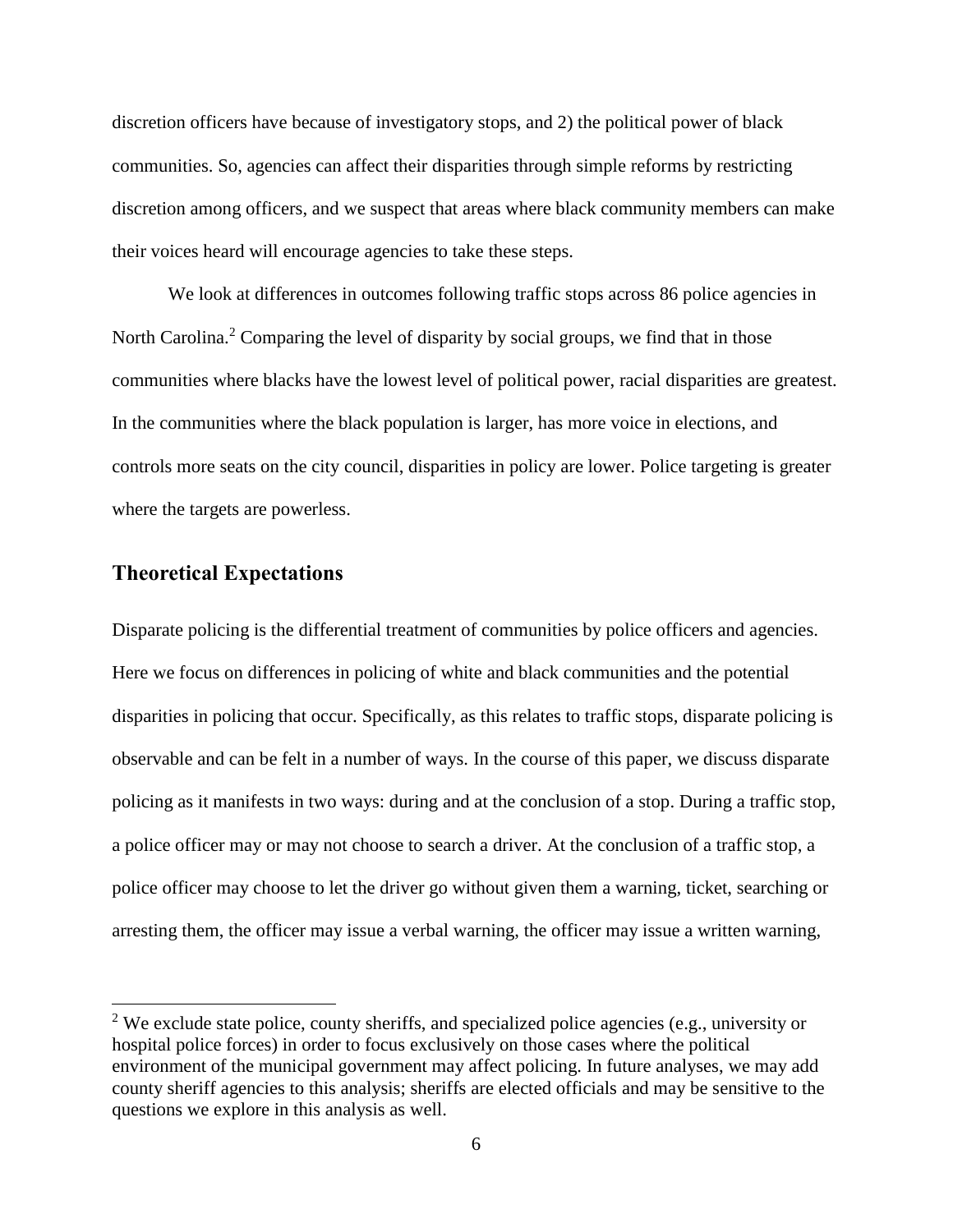discretion officers have because of investigatory stops, and 2) the political power of black communities. So, agencies can affect their disparities through simple reforms by restricting discretion among officers, and we suspect that areas where black community members can make their voices heard will encourage agencies to take these steps.

We look at differences in outcomes following traffic stops across 86 police agencies in North Carolina.[2] Comparing the level of disparity by social groups, we find that in those communities where blacks have the lowest level of political power, racial disparities are greatest. In the communities where the black population is larger, has more voice in elections, and controls more seats on the city council, disparities in policy are lower. Police targeting is greater where the targets are powerless.

## Theoretical Expectations

Disparate policing is the differential treatment of communities by police officers and agencies. Here we focus on differences in policing of white and black communities and the potential disparities in policing that occur. Specifically, as this relates to traffic stops, disparate policing is observable and can be felt in a number of ways. In the course of this paper, we discuss disparate policing as it manifests in two ways: during and at the conclusion of a stop. During a traffic stop, a police officer may or may not choose to search a driver. At the conclusion of a traffic stop, a police officer may choose to let the driver go without given them a warning, ticket, searching or arresting them, the officer may issue a verbal warning, the officer may issue a written warning,

[2] We exclude state police, county sheriffs, and specialized police agencies (e.g., university or hospital police forces) in order to focus exclusively on those cases where the political environment of the municipal government may affect policing. In future analyses, we may add county sheriff agencies to this analysis; sheriffs are elected officials and may be sensitive to the questions we explore in this analysis as well.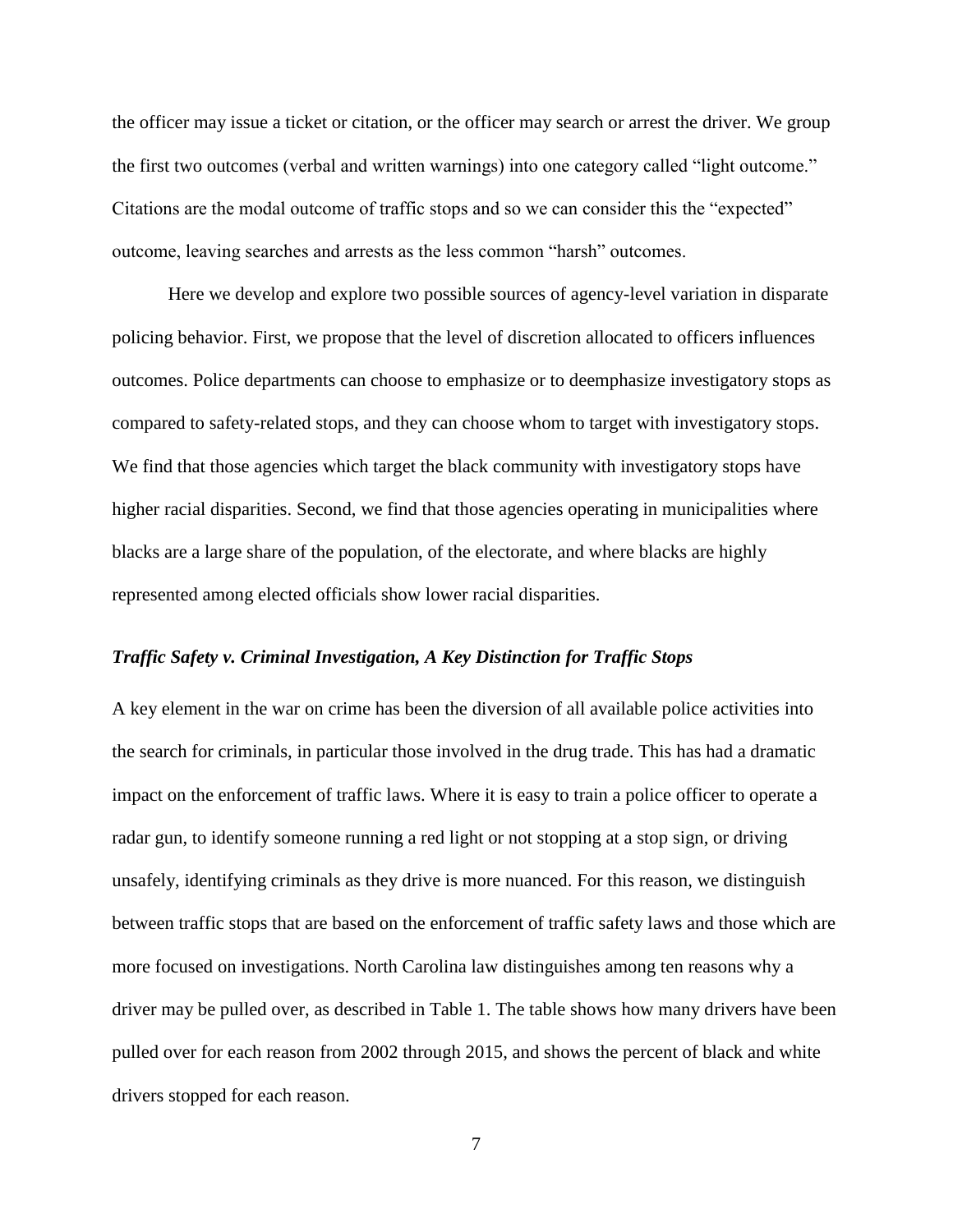the officer may issue a ticket or citation, or the officer may search or arrest the driver. We group the first two outcomes (verbal and written warnings) into one category called "light outcome." Citations are the modal outcome of traffic stops and so we can consider this the "expected" outcome, leaving searches and arrests as the less common "harsh" outcomes.

Here we develop and explore two possible sources of agency-level variation in disparate policing behavior. First, we propose that the level of discretion allocated to officers influences outcomes. Police departments can choose to emphasize or to deemphasize investigatory stops as compared to safety-related stops, and they can choose whom to target with investigatory stops. We find that those agencies which target the black community with investigatory stops have higher racial disparities. Second, we find that those agencies operating in municipalities where blacks are a large share of the population, of the electorate, and where blacks are highly represented among elected officials show lower racial disparities.

### *Traffic Safety v. Criminal Investigation, A Key Distinction for Traffic Stops*

A key element in the war on crime has been the diversion of all available police activities into the search for criminals, in particular those involved in the drug trade. This has had a dramatic impact on the enforcement of traffic laws. Where it is easy to train a police officer to operate a radar gun, to identify someone running a red light or not stopping at a stop sign, or driving unsafely, identifying criminals as they drive is more nuanced. For this reason, we distinguish between traffic stops that are based on the enforcement of traffic safety laws and those which are more focused on investigations. North Carolina law distinguishes among ten reasons why a driver may be pulled over, as described in Table 1. The table shows how many drivers have been pulled over for each reason from 2002 through 2015, and shows the percent of black and white drivers stopped for each reason.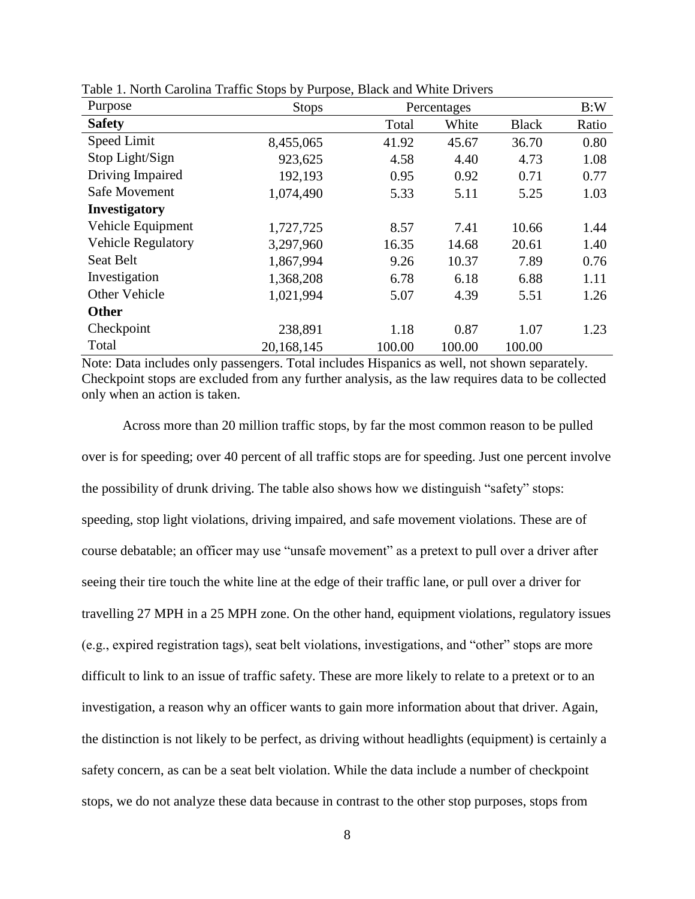Table 1. North Carolina Traffic Stops by Purpose, Black and White Drivers

| Purpose | Stops | Percentages | | | B:W |
|---|---|---|---|---|---|
| **Safety** | | Total | White | Black | Ratio |
| Speed Limit | 8,455,065 | 41.92 | 45.67 | 36.70 | 0.80 |
| Stop Light/Sign | 923,625 | 4.58 | 4.40 | 4.73 | 1.08 |
| Driving Impaired | 192,193 | 0.95 | 0.92 | 0.71 | 0.77 |
| Safe Movement | 1,074,490 | 5.33 | 5.11 | 5.25 | 1.03 |
| **Investigatory** | | | | | |
| Vehicle Equipment | 1,727,725 | 8.57 | 7.41 | 10.66 | 1.44 |
| Vehicle Regulatory | 3,297,960 | 16.35 | 14.68 | 20.61 | 1.40 |
| Seat Belt | 1,867,994 | 9.26 | 10.37 | 7.89 | 0.76 |
| Investigation | 1,368,208 | 6.78 | 6.18 | 6.88 | 1.11 |
| Other Vehicle | 1,021,994 | 5.07 | 4.39 | 5.51 | 1.26 |
| **Other** | | | | | |
| Checkpoint | 238,891 | 1.18 | 0.87 | 1.07 | 1.23 |
| Total | 20,168,145 | 100.00 | 100.00 | 100.00 | |

Note: Data includes only passengers. Total includes Hispanics as well, not shown separately. Checkpoint stops are excluded from any further analysis, as the law requires data to be collected only when an action is taken.

Across more than 20 million traffic stops, by far the most common reason to be pulled over is for speeding; over 40 percent of all traffic stops are for speeding. Just one percent involve the possibility of drunk driving. The table also shows how we distinguish "safety" stops: speeding, stop light violations, driving impaired, and safe movement violations. These are of course debatable; an officer may use "unsafe movement" as a pretext to pull over a driver after seeing their tire touch the white line at the edge of their traffic lane, or pull over a driver for travelling 27 MPH in a 25 MPH zone. On the other hand, equipment violations, regulatory issues (e.g., expired registration tags), seat belt violations, investigations, and "other" stops are more difficult to link to an issue of traffic safety. These are more likely to relate to a pretext or to an investigation, a reason why an officer wants to gain more information about that driver. Again, the distinction is not likely to be perfect, as driving without headlights (equipment) is certainly a safety concern, as can be a seat belt violation. While the data include a number of checkpoint stops, we do not analyze these data because in contrast to the other stop purposes, stops from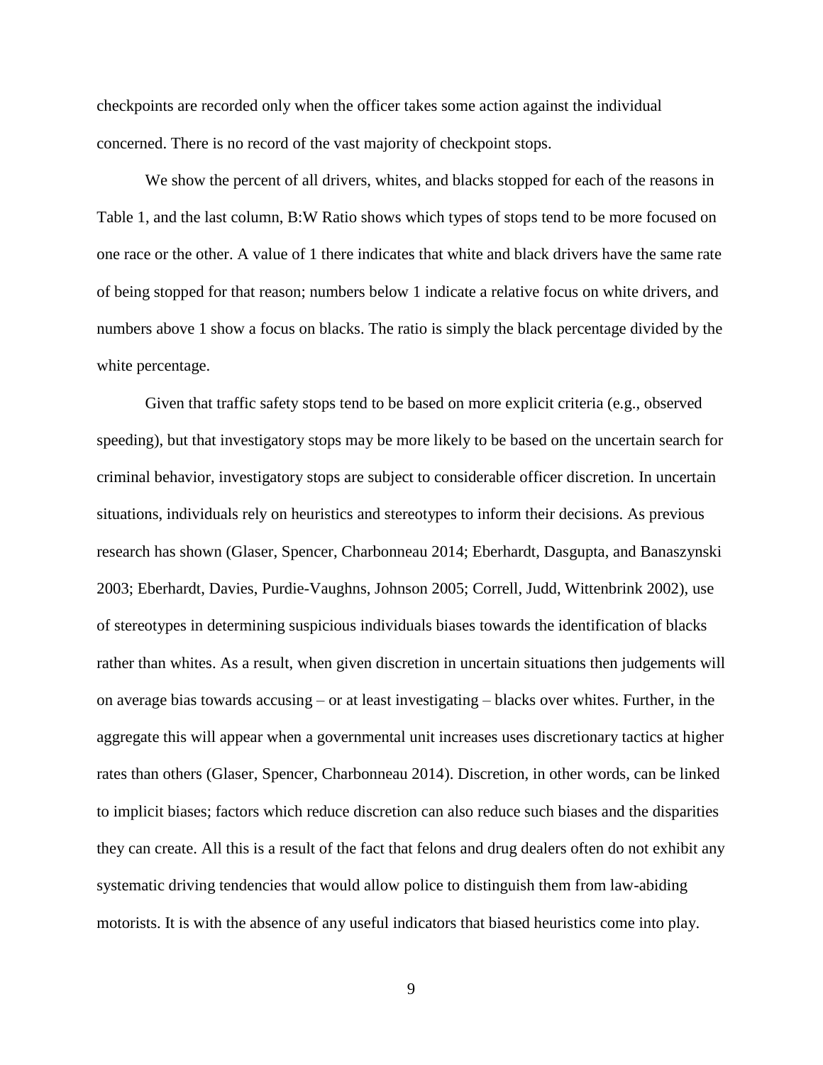checkpoints are recorded only when the officer takes some action against the individual concerned. There is no record of the vast majority of checkpoint stops.

We show the percent of all drivers, whites, and blacks stopped for each of the reasons in Table 1, and the last column, B:W Ratio shows which types of stops tend to be more focused on one race or the other. A value of 1 there indicates that white and black drivers have the same rate of being stopped for that reason; numbers below 1 indicate a relative focus on white drivers, and numbers above 1 show a focus on blacks. The ratio is simply the black percentage divided by the white percentage.

Given that traffic safety stops tend to be based on more explicit criteria (e.g., observed speeding), but that investigatory stops may be more likely to be based on the uncertain search for criminal behavior, investigatory stops are subject to considerable officer discretion. In uncertain situations, individuals rely on heuristics and stereotypes to inform their decisions. As previous research has shown (Glaser, Spencer, Charbonneau 2014; Eberhardt, Dasgupta, and Banaszynski 2003; Eberhardt, Davies, Purdie-Vaughns, Johnson 2005; Correll, Judd, Wittenbrink 2002), use of stereotypes in determining suspicious individuals biases towards the identification of blacks rather than whites. As a result, when given discretion in uncertain situations then judgements will on average bias towards accusing – or at least investigating – blacks over whites. Further, in the aggregate this will appear when a governmental unit increases uses discretionary tactics at higher rates than others (Glaser, Spencer, Charbonneau 2014). Discretion, in other words, can be linked to implicit biases; factors which reduce discretion can also reduce such biases and the disparities they can create. All this is a result of the fact that felons and drug dealers often do not exhibit any systematic driving tendencies that would allow police to distinguish them from law-abiding motorists. It is with the absence of any useful indicators that biased heuristics come into play.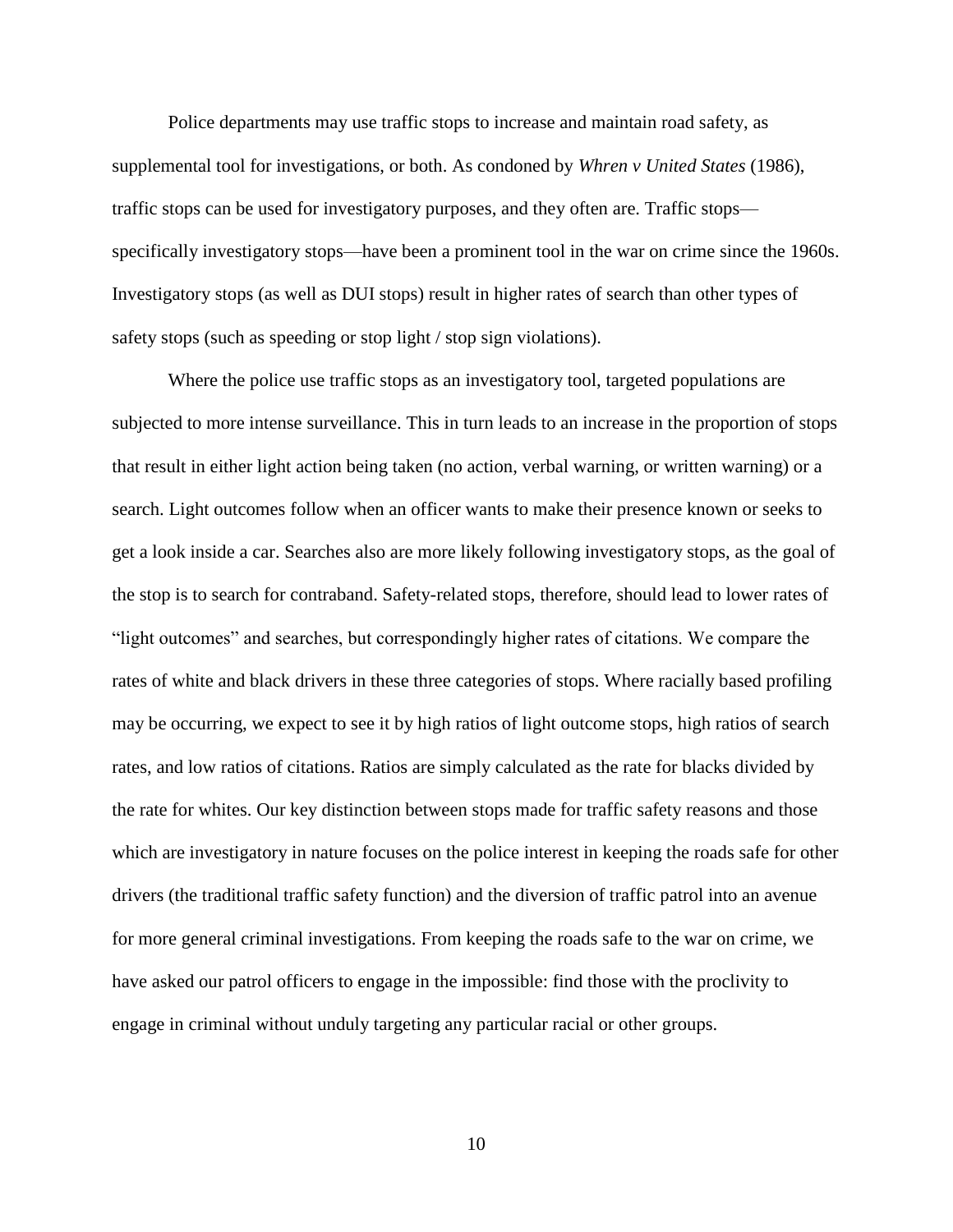Police departments may use traffic stops to increase and maintain road safety, as supplemental tool for investigations, or both. As condoned by *Whren v United States* (1986), traffic stops can be used for investigatory purposes, and they often are. Traffic stops—specifically investigatory stops—have been a prominent tool in the war on crime since the 1960s. Investigatory stops (as well as DUI stops) result in higher rates of search than other types of safety stops (such as speeding or stop light / stop sign violations).

Where the police use traffic stops as an investigatory tool, targeted populations are subjected to more intense surveillance. This in turn leads to an increase in the proportion of stops that result in either light action being taken (no action, verbal warning, or written warning) or a search. Light outcomes follow when an officer wants to make their presence known or seeks to get a look inside a car. Searches also are more likely following investigatory stops, as the goal of the stop is to search for contraband. Safety-related stops, therefore, should lead to lower rates of "light outcomes" and searches, but correspondingly higher rates of citations. We compare the rates of white and black drivers in these three categories of stops. Where racially based profiling may be occurring, we expect to see it by high ratios of light outcome stops, high ratios of search rates, and low ratios of citations. Ratios are simply calculated as the rate for blacks divided by the rate for whites. Our key distinction between stops made for traffic safety reasons and those which are investigatory in nature focuses on the police interest in keeping the roads safe for other drivers (the traditional traffic safety function) and the diversion of traffic patrol into an avenue for more general criminal investigations. From keeping the roads safe to the war on crime, we have asked our patrol officers to engage in the impossible: find those with the proclivity to engage in criminal without unduly targeting any particular racial or other groups.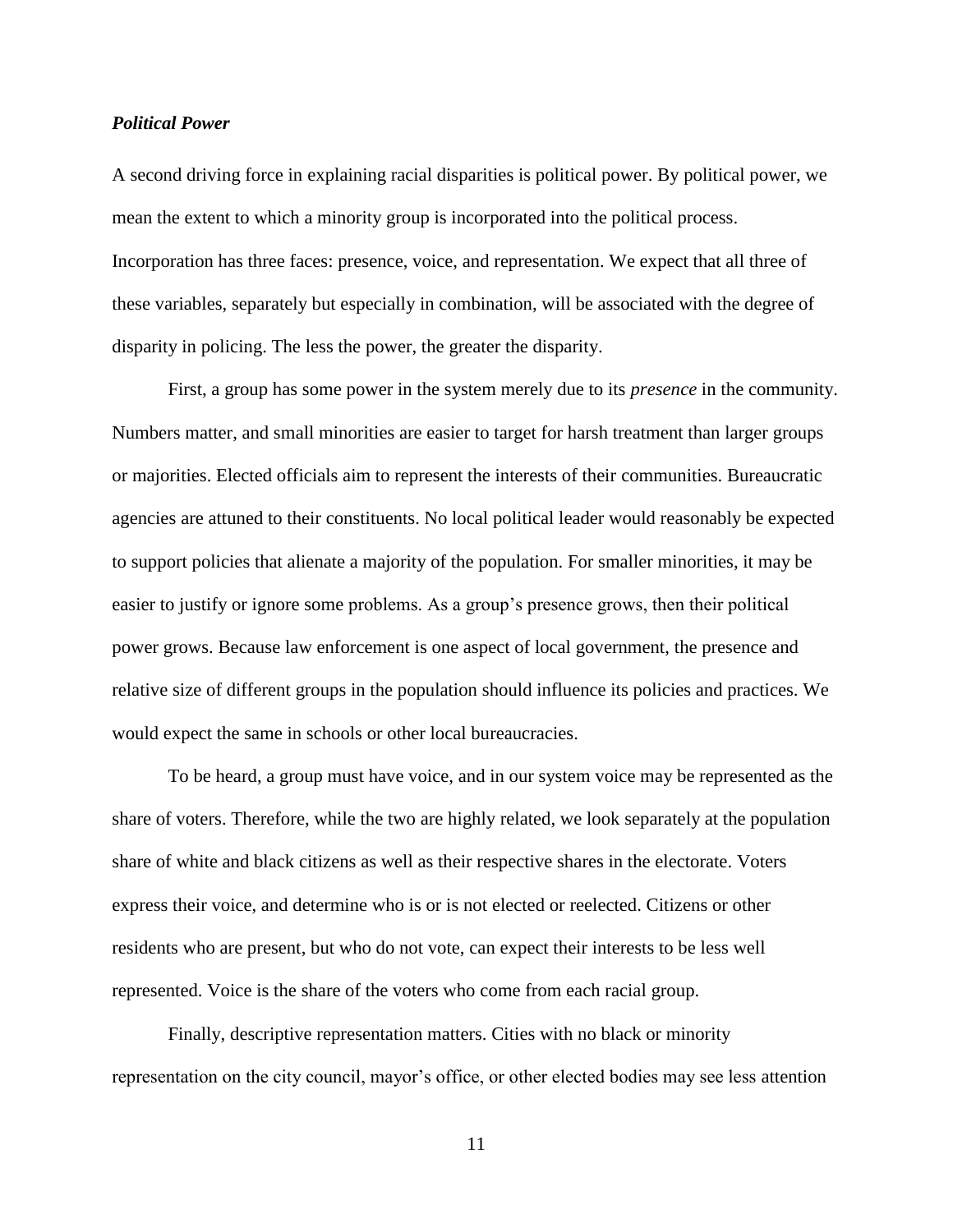### *Political Power*

A second driving force in explaining racial disparities is political power. By political power, we mean the extent to which a minority group is incorporated into the political process. Incorporation has three faces: presence, voice, and representation. We expect that all three of these variables, separately but especially in combination, will be associated with the degree of disparity in policing. The less the power, the greater the disparity.

First, a group has some power in the system merely due to its *presence* in the community. Numbers matter, and small minorities are easier to target for harsh treatment than larger groups or majorities. Elected officials aim to represent the interests of their communities. Bureaucratic agencies are attuned to their constituents. No local political leader would reasonably be expected to support policies that alienate a majority of the population. For smaller minorities, it may be easier to justify or ignore some problems. As a group's presence grows, then their political power grows. Because law enforcement is one aspect of local government, the presence and relative size of different groups in the population should influence its policies and practices. We would expect the same in schools or other local bureaucracies.

To be heard, a group must have voice, and in our system voice may be represented as the share of voters. Therefore, while the two are highly related, we look separately at the population share of white and black citizens as well as their respective shares in the electorate. Voters express their voice, and determine who is or is not elected or reelected. Citizens or other residents who are present, but who do not vote, can expect their interests to be less well represented. Voice is the share of the voters who come from each racial group.

Finally, descriptive representation matters. Cities with no black or minority representation on the city council, mayor's office, or other elected bodies may see less attention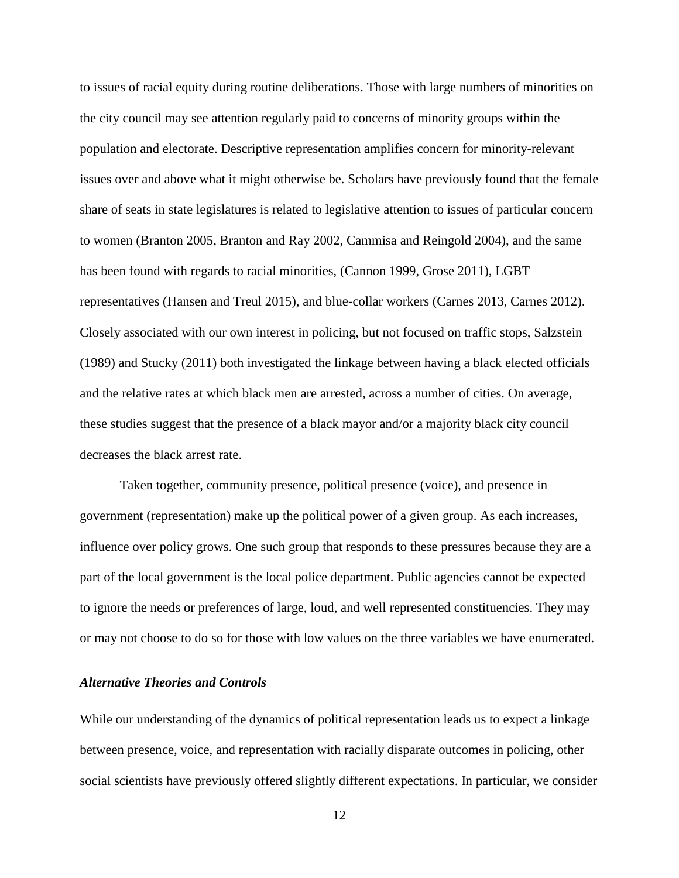to issues of racial equity during routine deliberations. Those with large numbers of minorities on the city council may see attention regularly paid to concerns of minority groups within the population and electorate. Descriptive representation amplifies concern for minority-relevant issues over and above what it might otherwise be. Scholars have previously found that the female share of seats in state legislatures is related to legislative attention to issues of particular concern to women (Branton 2005, Branton and Ray 2002, Cammisa and Reingold 2004), and the same has been found with regards to racial minorities, (Cannon 1999, Grose 2011), LGBT representatives (Hansen and Treul 2015), and blue-collar workers (Carnes 2013, Carnes 2012). Closely associated with our own interest in policing, but not focused on traffic stops, Salzstein (1989) and Stucky (2011) both investigated the linkage between having a black elected officials and the relative rates at which black men are arrested, across a number of cities. On average, these studies suggest that the presence of a black mayor and/or a majority black city council decreases the black arrest rate.

Taken together, community presence, political presence (voice), and presence in government (representation) make up the political power of a given group. As each increases, influence over policy grows. One such group that responds to these pressures because they are a part of the local government is the local police department. Public agencies cannot be expected to ignore the needs or preferences of large, loud, and well represented constituencies. They may or may not choose to do so for those with low values on the three variables we have enumerated.

### *Alternative Theories and Controls*

While our understanding of the dynamics of political representation leads us to expect a linkage between presence, voice, and representation with racially disparate outcomes in policing, other social scientists have previously offered slightly different expectations. In particular, we consider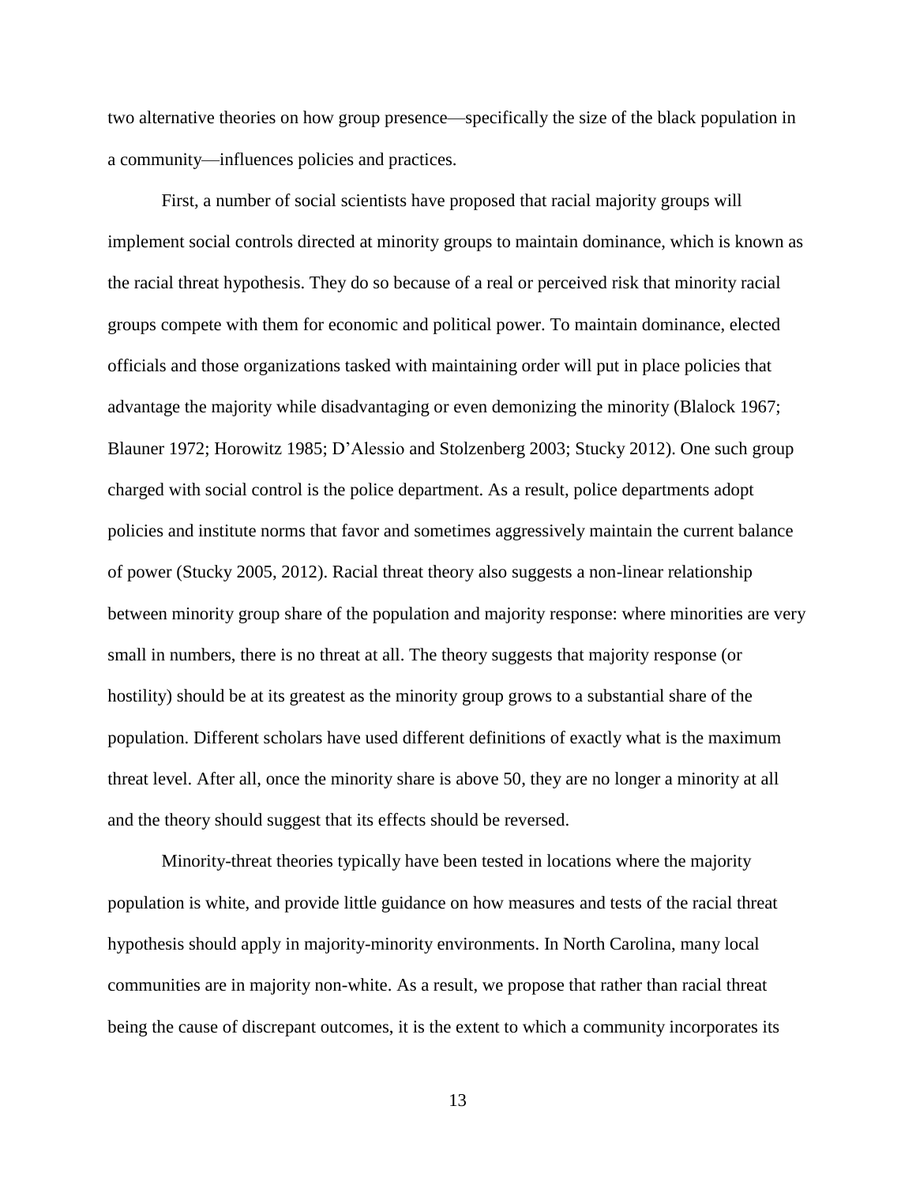two alternative theories on how group presence—specifically the size of the black population in a community—influences policies and practices.

First, a number of social scientists have proposed that racial majority groups will implement social controls directed at minority groups to maintain dominance, which is known as the racial threat hypothesis. They do so because of a real or perceived risk that minority racial groups compete with them for economic and political power. To maintain dominance, elected officials and those organizations tasked with maintaining order will put in place policies that advantage the majority while disadvantaging or even demonizing the minority (Blalock 1967; Blauner 1972; Horowitz 1985; D'Alessio and Stolzenberg 2003; Stucky 2012). One such group charged with social control is the police department. As a result, police departments adopt policies and institute norms that favor and sometimes aggressively maintain the current balance of power (Stucky 2005, 2012). Racial threat theory also suggests a non-linear relationship between minority group share of the population and majority response: where minorities are very small in numbers, there is no threat at all. The theory suggests that majority response (or hostility) should be at its greatest as the minority group grows to a substantial share of the population. Different scholars have used different definitions of exactly what is the maximum threat level. After all, once the minority share is above 50, they are no longer a minority at all and the theory should suggest that its effects should be reversed.

Minority-threat theories typically have been tested in locations where the majority population is white, and provide little guidance on how measures and tests of the racial threat hypothesis should apply in majority-minority environments. In North Carolina, many local communities are in majority non-white. As a result, we propose that rather than racial threat being the cause of discrepant outcomes, it is the extent to which a community incorporates its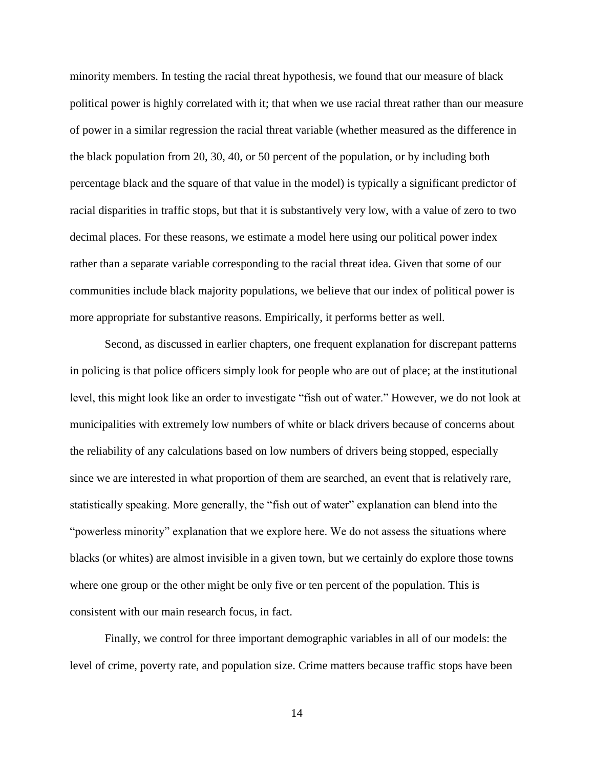minority members. In testing the racial threat hypothesis, we found that our measure of black political power is highly correlated with it; that when we use racial threat rather than our measure of power in a similar regression the racial threat variable (whether measured as the difference in the black population from 20, 30, 40, or 50 percent of the population, or by including both percentage black and the square of that value in the model) is typically a significant predictor of racial disparities in traffic stops, but that it is substantively very low, with a value of zero to two decimal places. For these reasons, we estimate a model here using our political power index rather than a separate variable corresponding to the racial threat idea. Given that some of our communities include black majority populations, we believe that our index of political power is more appropriate for substantive reasons. Empirically, it performs better as well.

Second, as discussed in earlier chapters, one frequent explanation for discrepant patterns in policing is that police officers simply look for people who are out of place; at the institutional level, this might look like an order to investigate "fish out of water." However, we do not look at municipalities with extremely low numbers of white or black drivers because of concerns about the reliability of any calculations based on low numbers of drivers being stopped, especially since we are interested in what proportion of them are searched, an event that is relatively rare, statistically speaking. More generally, the "fish out of water" explanation can blend into the "powerless minority" explanation that we explore here. We do not assess the situations where blacks (or whites) are almost invisible in a given town, but we certainly do explore those towns where one group or the other might be only five or ten percent of the population. This is consistent with our main research focus, in fact.

Finally, we control for three important demographic variables in all of our models: the level of crime, poverty rate, and population size. Crime matters because traffic stops have been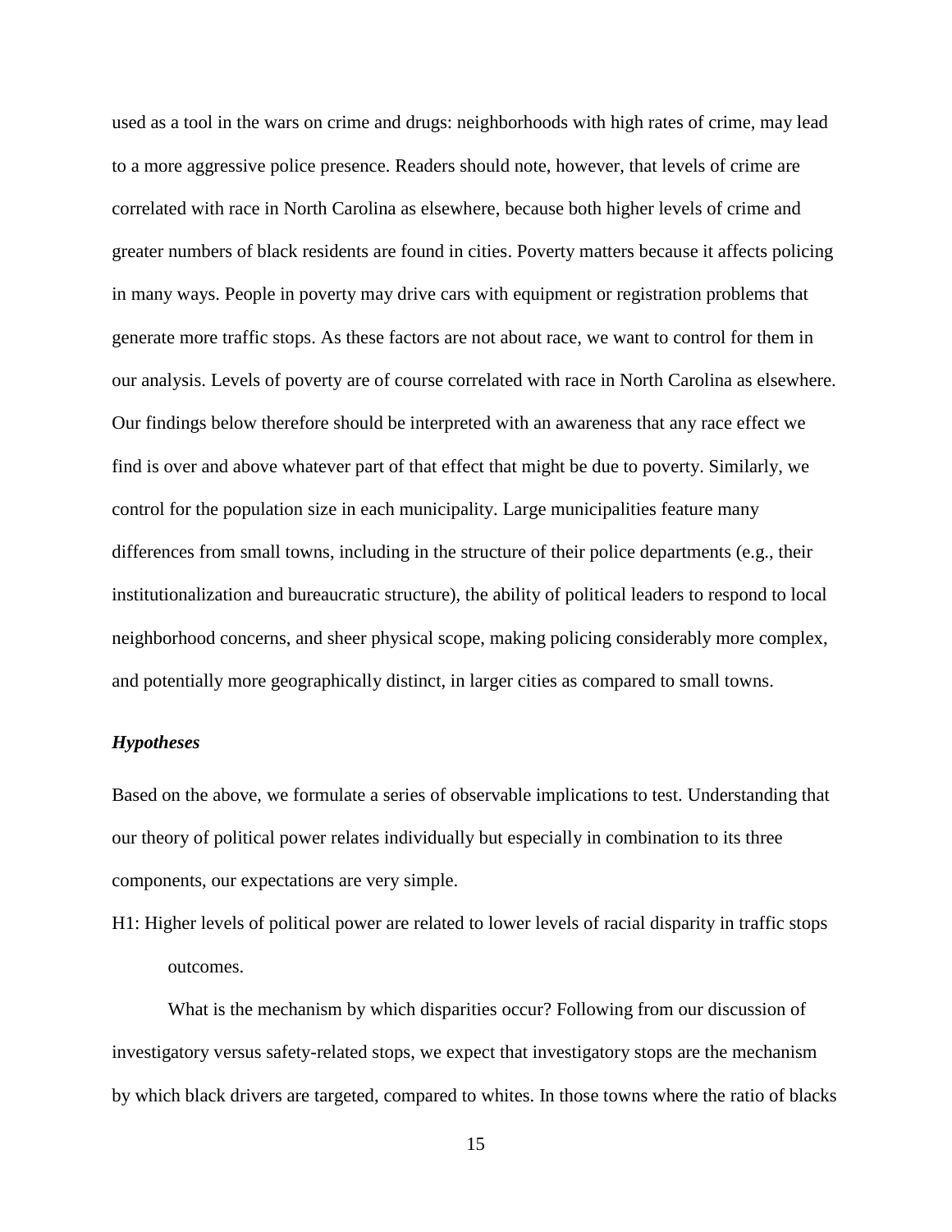used as a tool in the wars on crime and drugs: neighborhoods with high rates of crime, may lead to a more aggressive police presence. Readers should note, however, that levels of crime are correlated with race in North Carolina as elsewhere, because both higher levels of crime and greater numbers of black residents are found in cities. Poverty matters because it affects policing in many ways. People in poverty may drive cars with equipment or registration problems that generate more traffic stops. As these factors are not about race, we want to control for them in our analysis. Levels of poverty are of course correlated with race in North Carolina as elsewhere. Our findings below therefore should be interpreted with an awareness that any race effect we find is over and above whatever part of that effect that might be due to poverty. Similarly, we control for the population size in each municipality. Large municipalities feature many differences from small towns, including in the structure of their police departments (e.g., their institutionalization and bureaucratic structure), the ability of political leaders to respond to local neighborhood concerns, and sheer physical scope, making policing considerably more complex, and potentially more geographically distinct, in larger cities as compared to small towns.

### *Hypotheses*

Based on the above, we formulate a series of observable implications to test. Understanding that our theory of political power relates individually but especially in combination to its three components, our expectations are very simple.

H1: Higher levels of political power are related to lower levels of racial disparity in traffic stops outcomes.

What is the mechanism by which disparities occur? Following from our discussion of investigatory versus safety-related stops, we expect that investigatory stops are the mechanism by which black drivers are targeted, compared to whites. In those towns where the ratio of blacks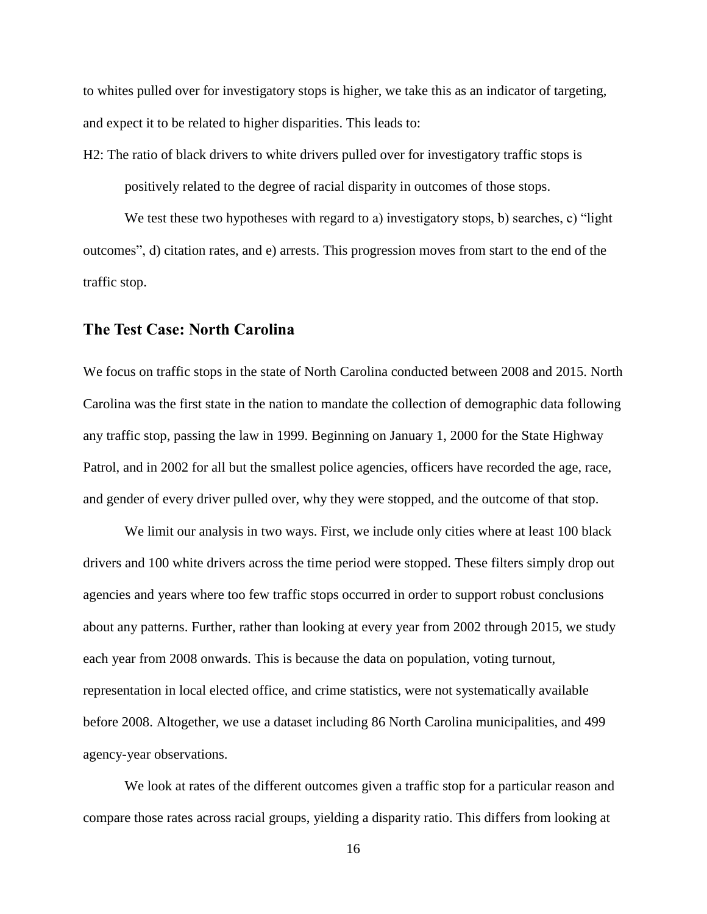to whites pulled over for investigatory stops is higher, we take this as an indicator of targeting, and expect it to be related to higher disparities. This leads to:

H2: The ratio of black drivers to white drivers pulled over for investigatory traffic stops is positively related to the degree of racial disparity in outcomes of those stops.

We test these two hypotheses with regard to a) investigatory stops, b) searches, c) "light outcomes", d) citation rates, and e) arrests. This progression moves from start to the end of the traffic stop.

## The Test Case: North Carolina

We focus on traffic stops in the state of North Carolina conducted between 2008 and 2015. North Carolina was the first state in the nation to mandate the collection of demographic data following any traffic stop, passing the law in 1999. Beginning on January 1, 2000 for the State Highway Patrol, and in 2002 for all but the smallest police agencies, officers have recorded the age, race, and gender of every driver pulled over, why they were stopped, and the outcome of that stop.

We limit our analysis in two ways. First, we include only cities where at least 100 black drivers and 100 white drivers across the time period were stopped. These filters simply drop out agencies and years where too few traffic stops occurred in order to support robust conclusions about any patterns. Further, rather than looking at every year from 2002 through 2015, we study each year from 2008 onwards. This is because the data on population, voting turnout, representation in local elected office, and crime statistics, were not systematically available before 2008. Altogether, we use a dataset including 86 North Carolina municipalities, and 499 agency-year observations.

We look at rates of the different outcomes given a traffic stop for a particular reason and compare those rates across racial groups, yielding a disparity ratio. This differs from looking at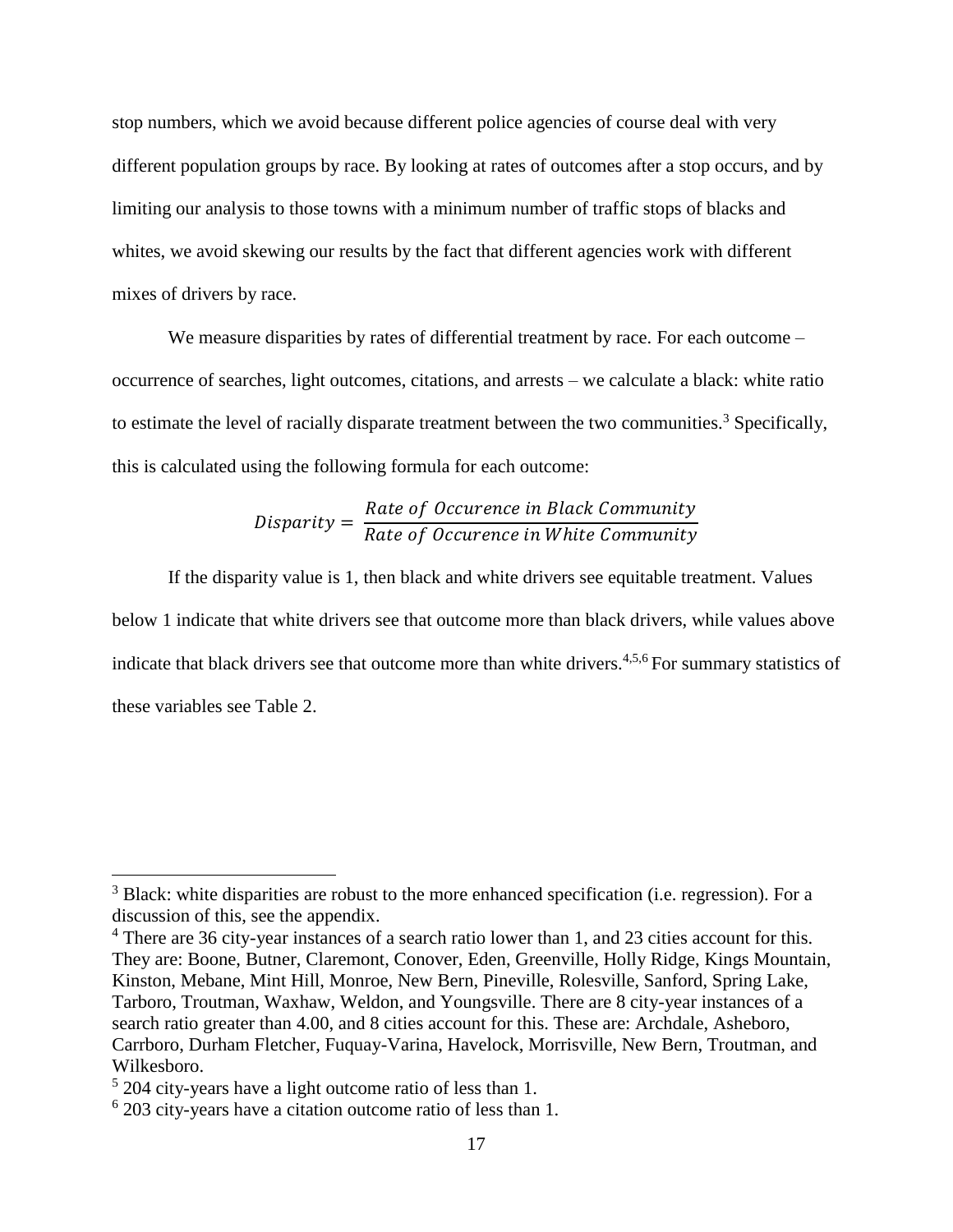stop numbers, which we avoid because different police agencies of course deal with very different population groups by race. By looking at rates of outcomes after a stop occurs, and by limiting our analysis to those towns with a minimum number of traffic stops of blacks and whites, we avoid skewing our results by the fact that different agencies work with different mixes of drivers by race.

We measure disparities by rates of differential treatment by race. For each outcome – occurrence of searches, light outcomes, citations, and arrests – we calculate a black: white ratio to estimate the level of racially disparate treatment between the two communities.[3] Specifically, this is calculated using the following formula for each outcome:

$$Disparity = \frac{Rate\ of\ Occurence\ in\ Black\ Community}{Rate\ of\ Occurence\ in\ White\ Community}$$

If the disparity value is 1, then black and white drivers see equitable treatment. Values below 1 indicate that white drivers see that outcome more than black drivers, while values above indicate that black drivers see that outcome more than white drivers.[4,5,6] For summary statistics of these variables see Table 2.

---

[3] Black: white disparities are robust to the more enhanced specification (i.e. regression). For a discussion of this, see the appendix.

[4] There are 36 city-year instances of a search ratio lower than 1, and 23 cities account for this. They are: Boone, Butner, Claremont, Conover, Eden, Greenville, Holly Ridge, Kings Mountain, Kinston, Mebane, Mint Hill, Monroe, New Bern, Pineville, Rolesville, Sanford, Spring Lake, Tarboro, Troutman, Waxhaw, Weldon, and Youngsville. There are 8 city-year instances of a search ratio greater than 4.00, and 8 cities account for this. These are: Archdale, Asheboro, Carrboro, Durham Fletcher, Fuquay-Varina, Havelock, Morrisville, New Bern, Troutman, and Wilkesboro.

[5] 204 city-years have a light outcome ratio of less than 1.

[6] 203 city-years have a citation outcome ratio of less than 1.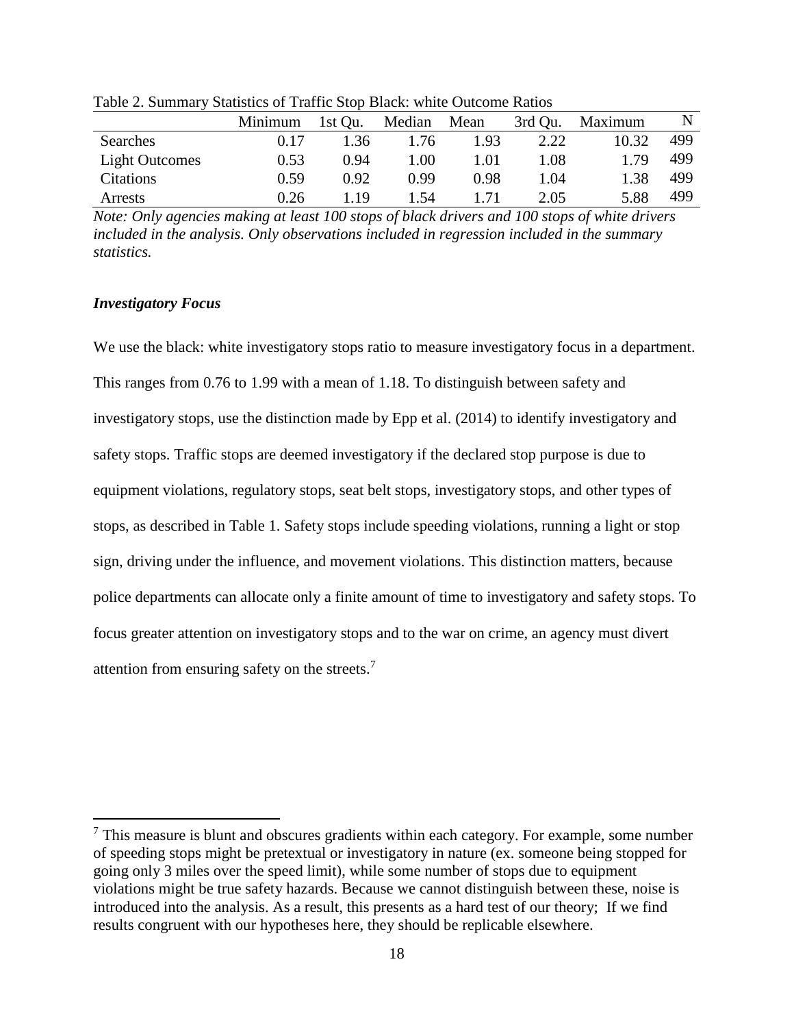Table 2. Summary Statistics of Traffic Stop Black: white Outcome Ratios

| | Minimum | 1st Qu. | Median | Mean | 3rd Qu. | Maximum | N |
|---|---|---|---|---|---|---|---|
| Searches | 0.17 | 1.36 | 1.76 | 1.93 | 2.22 | 10.32 | 499 |
| Light Outcomes | 0.53 | 0.94 | 1.00 | 1.01 | 1.08 | 1.79 | 499 |
| Citations | 0.59 | 0.92 | 0.99 | 0.98 | 1.04 | 1.38 | 499 |
| Arrests | 0.26 | 1.19 | 1.54 | 1.71 | 2.05 | 5.88 | 499 |

*Note: Only agencies making at least 100 stops of black drivers and 100 stops of white drivers included in the analysis. Only observations included in regression included in the summary statistics.*

***Investigatory Focus***

We use the black: white investigatory stops ratio to measure investigatory focus in a department. This ranges from 0.76 to 1.99 with a mean of 1.18. To distinguish between safety and investigatory stops, use the distinction made by Epp et al. (2014) to identify investigatory and safety stops. Traffic stops are deemed investigatory if the declared stop purpose is due to equipment violations, regulatory stops, seat belt stops, investigatory stops, and other types of stops, as described in Table 1. Safety stops include speeding violations, running a light or stop sign, driving under the influence, and movement violations. This distinction matters, because police departments can allocate only a finite amount of time to investigatory and safety stops. To focus greater attention on investigatory stops and to the war on crime, an agency must divert attention from ensuring safety on the streets.[7]

[7] This measure is blunt and obscures gradients within each category. For example, some number of speeding stops might be pretextual or investigatory in nature (ex. someone being stopped for going only 3 miles over the speed limit), while some number of stops due to equipment violations might be true safety hazards. Because we cannot distinguish between these, noise is introduced into the analysis. As a result, this presents as a hard test of our theory; If we find results congruent with our hypotheses here, they should be replicable elsewhere.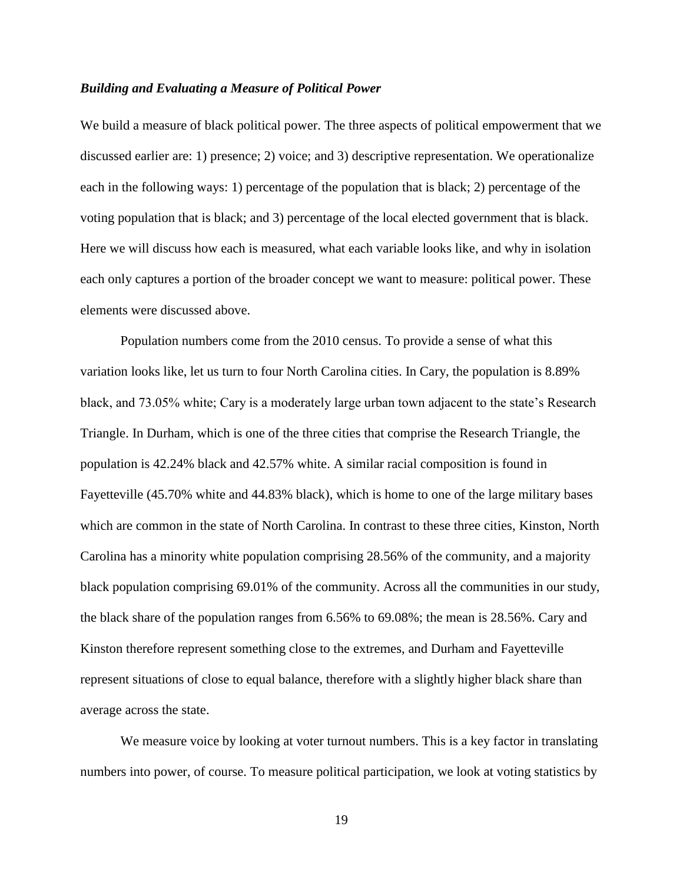### *Building and Evaluating a Measure of Political Power*

We build a measure of black political power. The three aspects of political empowerment that we discussed earlier are: 1) presence; 2) voice; and 3) descriptive representation. We operationalize each in the following ways: 1) percentage of the population that is black; 2) percentage of the voting population that is black; and 3) percentage of the local elected government that is black. Here we will discuss how each is measured, what each variable looks like, and why in isolation each only captures a portion of the broader concept we want to measure: political power. These elements were discussed above.

Population numbers come from the 2010 census. To provide a sense of what this variation looks like, let us turn to four North Carolina cities. In Cary, the population is 8.89% black, and 73.05% white; Cary is a moderately large urban town adjacent to the state's Research Triangle. In Durham, which is one of the three cities that comprise the Research Triangle, the population is 42.24% black and 42.57% white. A similar racial composition is found in Fayetteville (45.70% white and 44.83% black), which is home to one of the large military bases which are common in the state of North Carolina. In contrast to these three cities, Kinston, North Carolina has a minority white population comprising 28.56% of the community, and a majority black population comprising 69.01% of the community. Across all the communities in our study, the black share of the population ranges from 6.56% to 69.08%; the mean is 28.56%. Cary and Kinston therefore represent something close to the extremes, and Durham and Fayetteville represent situations of close to equal balance, therefore with a slightly higher black share than average across the state.

We measure voice by looking at voter turnout numbers. This is a key factor in translating numbers into power, of course. To measure political participation, we look at voting statistics by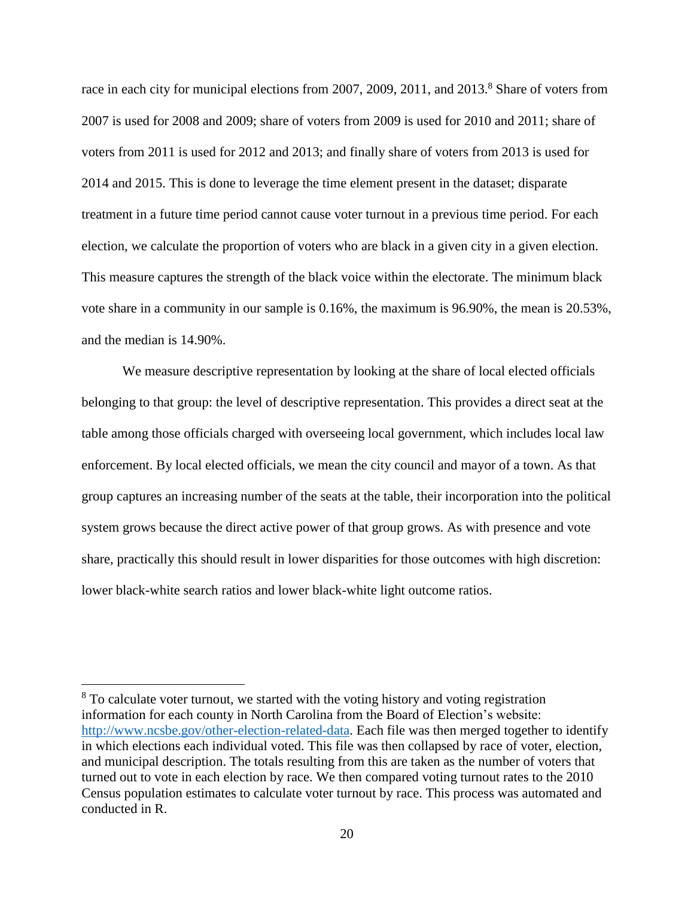race in each city for municipal elections from 2007, 2009, 2011, and 2013.[8] Share of voters from 2007 is used for 2008 and 2009; share of voters from 2009 is used for 2010 and 2011; share of voters from 2011 is used for 2012 and 2013; and finally share of voters from 2013 is used for 2014 and 2015. This is done to leverage the time element present in the dataset; disparate treatment in a future time period cannot cause voter turnout in a previous time period. For each election, we calculate the proportion of voters who are black in a given city in a given election. This measure captures the strength of the black voice within the electorate. The minimum black vote share in a community in our sample is 0.16%, the maximum is 96.90%, the mean is 20.53%, and the median is 14.90%.

We measure descriptive representation by looking at the share of local elected officials belonging to that group: the level of descriptive representation. This provides a direct seat at the table among those officials charged with overseeing local government, which includes local law enforcement. By local elected officials, we mean the city council and mayor of a town. As that group captures an increasing number of the seats at the table, their incorporation into the political system grows because the direct active power of that group grows. As with presence and vote share, practically this should result in lower disparities for those outcomes with high discretion: lower black-white search ratios and lower black-white light outcome ratios.

[8] To calculate voter turnout, we started with the voting history and voting registration information for each county in North Carolina from the Board of Election's website: http://www.ncsbe.gov/other-election-related-data. Each file was then merged together to identify in which elections each individual voted. This file was then collapsed by race of voter, election, and municipal description. The totals resulting from this are taken as the number of voters that turned out to vote in each election by race. We then compared voting turnout rates to the 2010 Census population estimates to calculate voter turnout by race. This process was automated and conducted in R.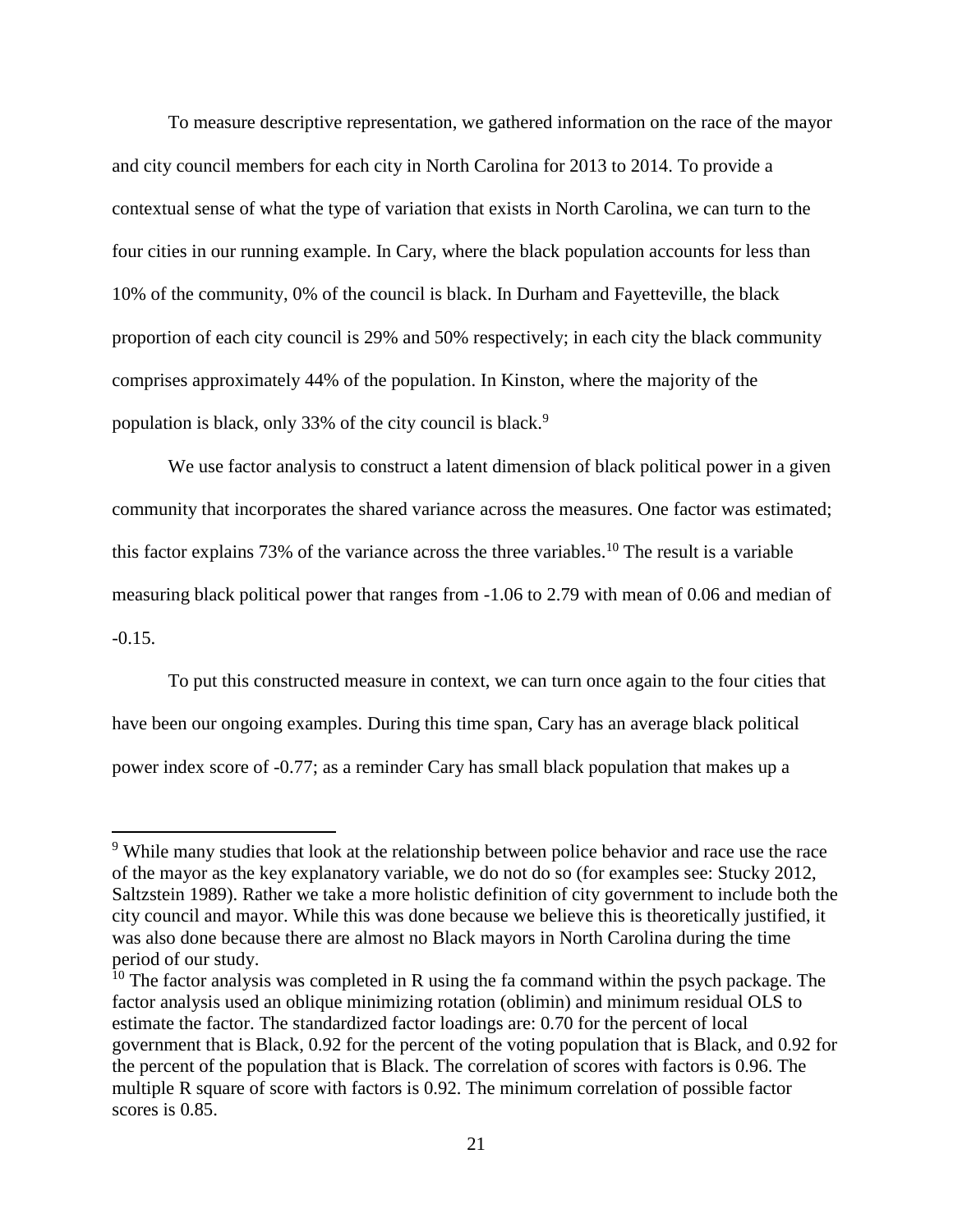To measure descriptive representation, we gathered information on the race of the mayor and city council members for each city in North Carolina for 2013 to 2014. To provide a contextual sense of what the type of variation that exists in North Carolina, we can turn to the four cities in our running example. In Cary, where the black population accounts for less than 10% of the community, 0% of the council is black. In Durham and Fayetteville, the black proportion of each city council is 29% and 50% respectively; in each city the black community comprises approximately 44% of the population. In Kinston, where the majority of the population is black, only 33% of the city council is black.[9]

We use factor analysis to construct a latent dimension of black political power in a given community that incorporates the shared variance across the measures. One factor was estimated; this factor explains 73% of the variance across the three variables.[10] The result is a variable measuring black political power that ranges from -1.06 to 2.79 with mean of 0.06 and median of -0.15.

To put this constructed measure in context, we can turn once again to the four cities that have been our ongoing examples. During this time span, Cary has an average black political power index score of -0.77; as a reminder Cary has small black population that makes up a

---

[9] While many studies that look at the relationship between police behavior and race use the race of the mayor as the key explanatory variable, we do not do so (for examples see: Stucky 2012, Saltzstein 1989). Rather we take a more holistic definition of city government to include both the city council and mayor. While this was done because we believe this is theoretically justified, it was also done because there are almost no Black mayors in North Carolina during the time period of our study.

[10] The factor analysis was completed in R using the fa command within the psych package. The factor analysis used an oblique minimizing rotation (oblimin) and minimum residual OLS to estimate the factor. The standardized factor loadings are: 0.70 for the percent of local government that is Black, 0.92 for the percent of the voting population that is Black, and 0.92 for the percent of the population that is Black. The correlation of scores with factors is 0.96. The multiple R square of score with factors is 0.92. The minimum correlation of possible factor scores is 0.85.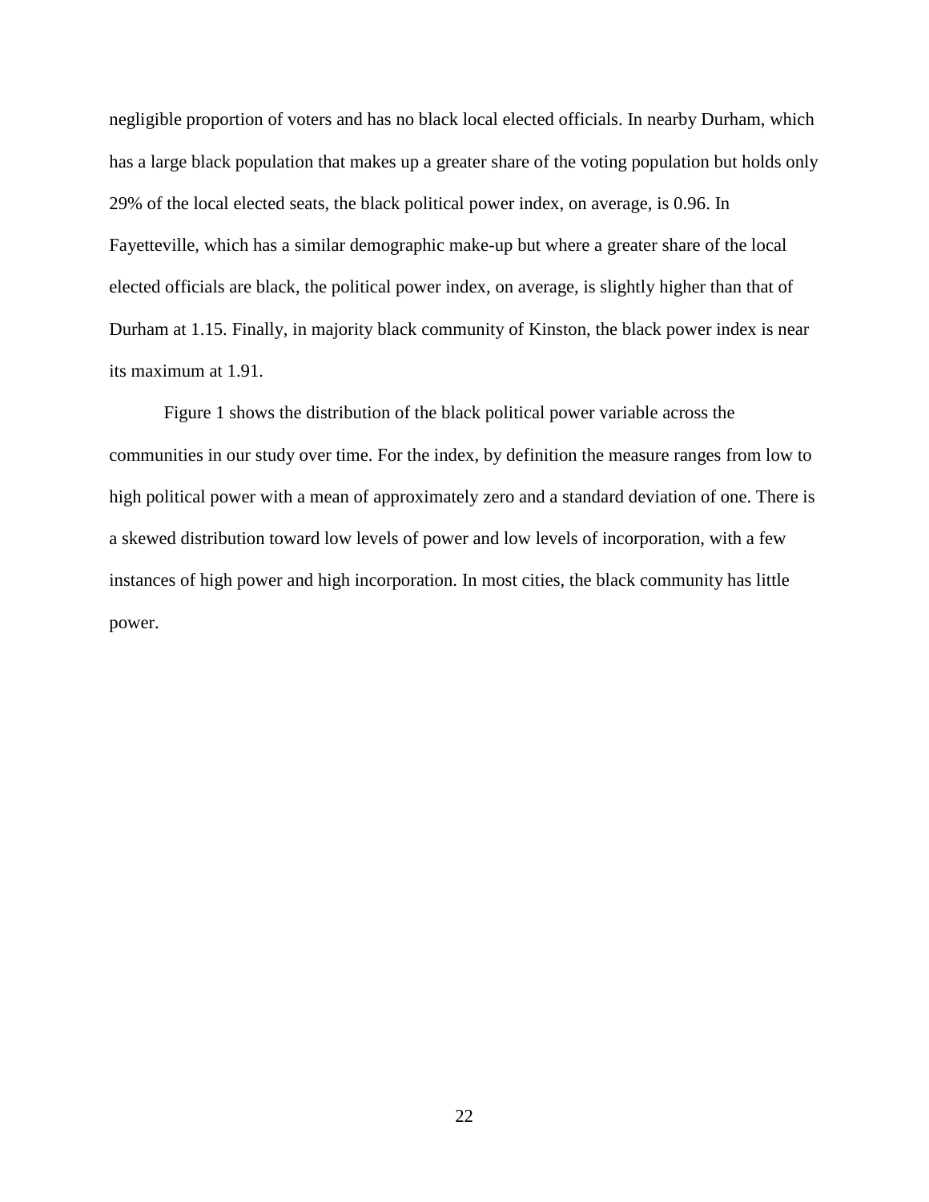negligible proportion of voters and has no black local elected officials. In nearby Durham, which has a large black population that makes up a greater share of the voting population but holds only 29% of the local elected seats, the black political power index, on average, is 0.96. In Fayetteville, which has a similar demographic make-up but where a greater share of the local elected officials are black, the political power index, on average, is slightly higher than that of Durham at 1.15. Finally, in majority black community of Kinston, the black power index is near its maximum at 1.91.

Figure 1 shows the distribution of the black political power variable across the communities in our study over time. For the index, by definition the measure ranges from low to high political power with a mean of approximately zero and a standard deviation of one. There is a skewed distribution toward low levels of power and low levels of incorporation, with a few instances of high power and high incorporation. In most cities, the black community has little power.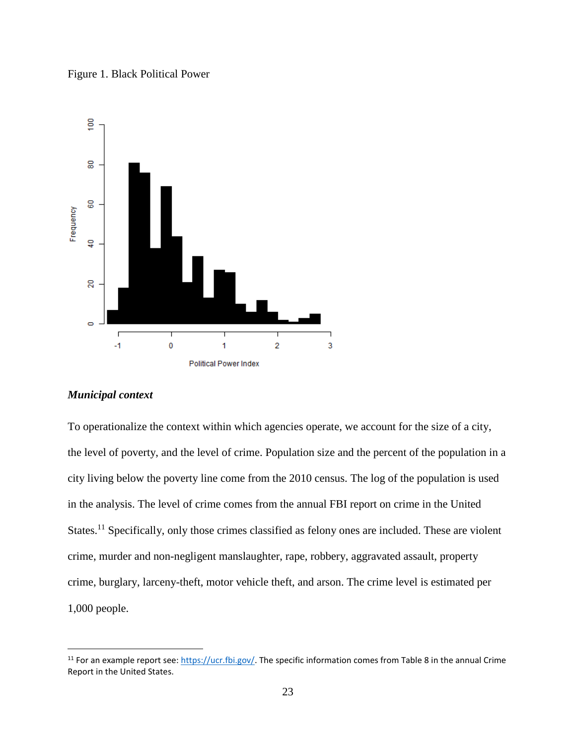Figure 1. Black Political Power

### *Municipal context*

To operationalize the context within which agencies operate, we account for the size of a city, the level of poverty, and the level of crime. Population size and the percent of the population in a city living below the poverty line come from the 2010 census. The log of the population is used in the analysis. The level of crime comes from the annual FBI report on crime in the United States.[11] Specifically, only those crimes classified as felony ones are included. These are violent crime, murder and non-negligent manslaughter, rape, robbery, aggravated assault, property crime, burglary, larceny-theft, motor vehicle theft, and arson. The crime level is estimated per 1,000 people.

---

[11] For an example report see: https://ucr.fbi.gov/. The specific information comes from Table 8 in the annual Crime Report in the United States.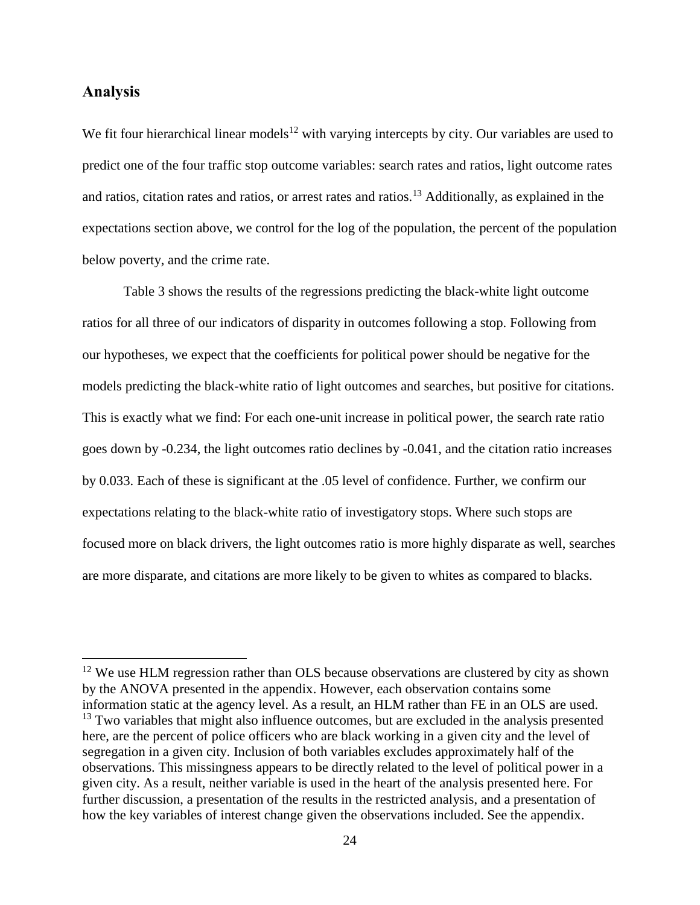## Analysis

We fit four hierarchical linear models[12] with varying intercepts by city. Our variables are used to predict one of the four traffic stop outcome variables: search rates and ratios, light outcome rates and ratios, citation rates and ratios, or arrest rates and ratios.[13] Additionally, as explained in the expectations section above, we control for the log of the population, the percent of the population below poverty, and the crime rate.

Table 3 shows the results of the regressions predicting the black-white light outcome ratios for all three of our indicators of disparity in outcomes following a stop. Following from our hypotheses, we expect that the coefficients for political power should be negative for the models predicting the black-white ratio of light outcomes and searches, but positive for citations. This is exactly what we find: For each one-unit increase in political power, the search rate ratio goes down by -0.234, the light outcomes ratio declines by -0.041, and the citation ratio increases by 0.033. Each of these is significant at the .05 level of confidence. Further, we confirm our expectations relating to the black-white ratio of investigatory stops. Where such stops are focused more on black drivers, the light outcomes ratio is more highly disparate as well, searches are more disparate, and citations are more likely to be given to whites as compared to blacks.

---

[12] We use HLM regression rather than OLS because observations are clustered by city as shown by the ANOVA presented in the appendix. However, each observation contains some information static at the agency level. As a result, an HLM rather than FE in an OLS are used.

[13] Two variables that might also influence outcomes, but are excluded in the analysis presented here, are the percent of police officers who are black working in a given city and the level of segregation in a given city. Inclusion of both variables excludes approximately half of the observations. This missingness appears to be directly related to the level of political power in a given city. As a result, neither variable is used in the heart of the analysis presented here. For further discussion, a presentation of the results in the restricted analysis, and a presentation of how the key variables of interest change given the observations included. See the appendix.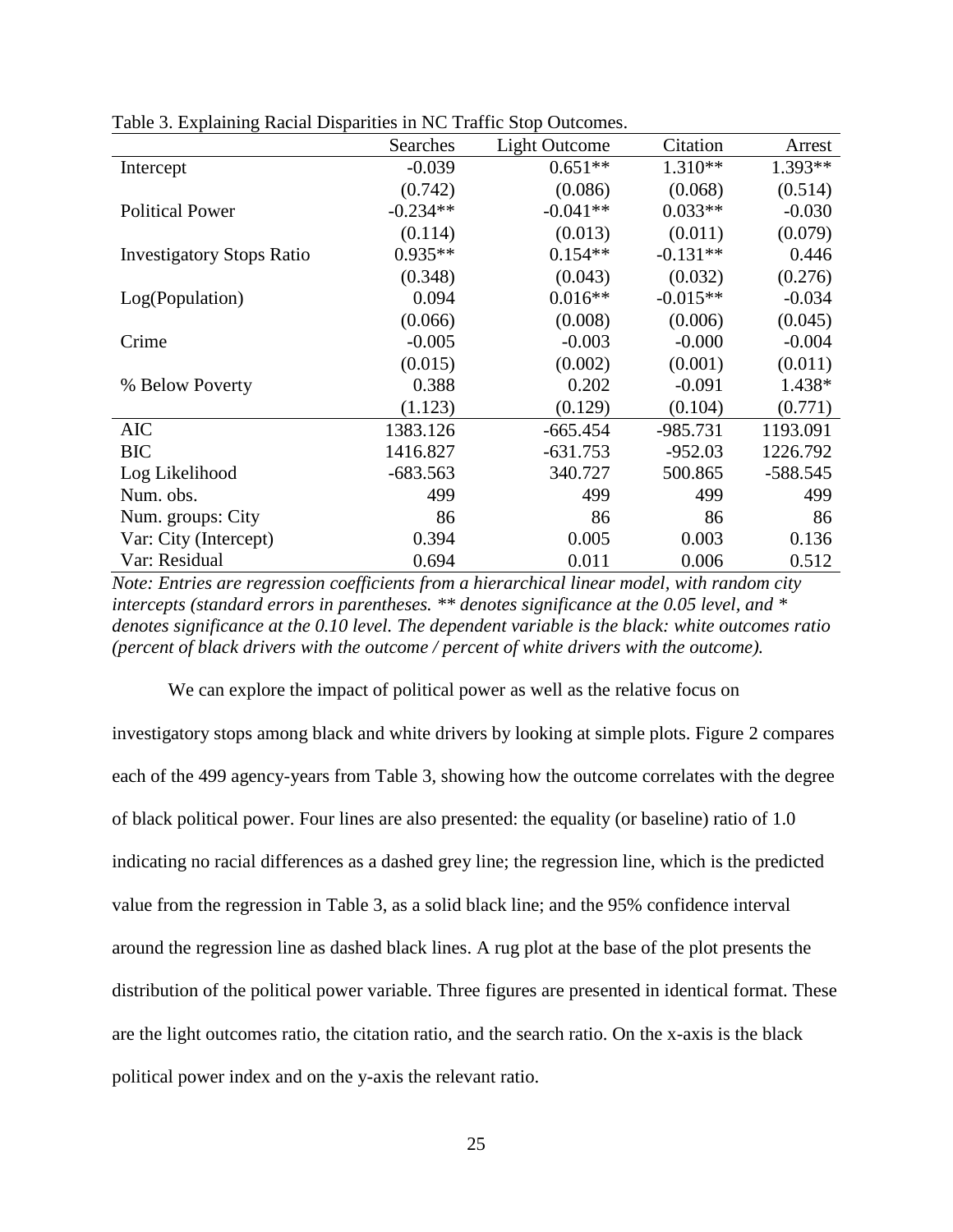Table 3. Explaining Racial Disparities in NC Traffic Stop Outcomes.

| | Searches | Light Outcome | Citation | Arrest |
|---|---|---|---|---|
| Intercept | -0.039 | 0.651** | 1.310** | 1.393** |
| | (0.742) | (0.086) | (0.068) | (0.514) |
| Political Power | -0.234** | -0.041** | 0.033** | -0.030 |
| | (0.114) | (0.013) | (0.011) | (0.079) |
| Investigatory Stops Ratio | 0.935** | 0.154** | -0.131** | 0.446 |
| | (0.348) | (0.043) | (0.032) | (0.276) |
| Log(Population) | 0.094 | 0.016** | -0.015** | -0.034 |
| | (0.066) | (0.008) | (0.006) | (0.045) |
| Crime | -0.005 | -0.003 | -0.000 | -0.004 |
| | (0.015) | (0.002) | (0.001) | (0.011) |
| % Below Poverty | 0.388 | 0.202 | -0.091 | 1.438* |
| | (1.123) | (0.129) | (0.104) | (0.771) |
| AIC | 1383.126 | -665.454 | -985.731 | 1193.091 |
| BIC | 1416.827 | -631.753 | -952.03 | 1226.792 |
| Log Likelihood | -683.563 | 340.727 | 500.865 | -588.545 |
| Num. obs. | 499 | 499 | 499 | 499 |
| Num. groups: City | 86 | 86 | 86 | 86 |
| Var: City (Intercept) | 0.394 | 0.005 | 0.003 | 0.136 |
| Var: Residual | 0.694 | 0.011 | 0.006 | 0.512 |

*Note: Entries are regression coefficients from a hierarchical linear model, with random city intercepts (standard errors in parentheses. ** denotes significance at the 0.05 level, and * denotes significance at the 0.10 level. The dependent variable is the black: white outcomes ratio (percent of black drivers with the outcome / percent of white drivers with the outcome).*

We can explore the impact of political power as well as the relative focus on investigatory stops among black and white drivers by looking at simple plots. Figure 2 compares each of the 499 agency-years from Table 3, showing how the outcome correlates with the degree of black political power. Four lines are also presented: the equality (or baseline) ratio of 1.0 indicating no racial differences as a dashed grey line; the regression line, which is the predicted value from the regression in Table 3, as a solid black line; and the 95% confidence interval around the regression line as dashed black lines. A rug plot at the base of the plot presents the distribution of the political power variable. Three figures are presented in identical format. These are the light outcomes ratio, the citation ratio, and the search ratio. On the x-axis is the black political power index and on the y-axis the relevant ratio.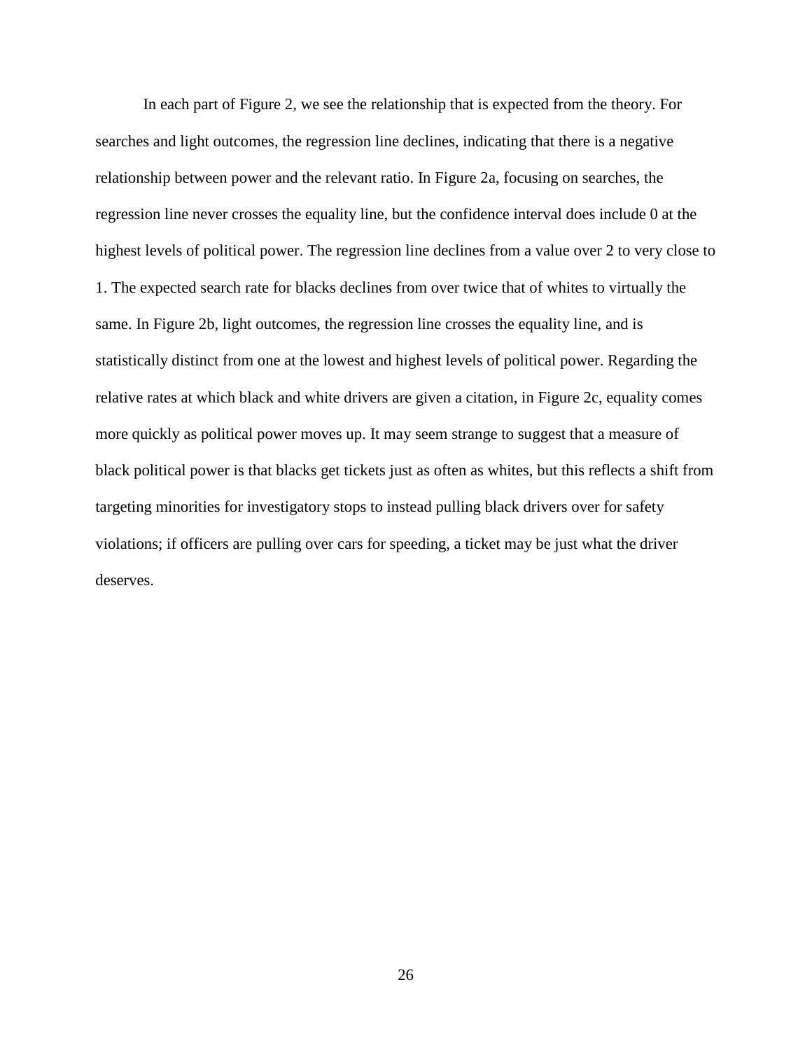In each part of Figure 2, we see the relationship that is expected from the theory. For searches and light outcomes, the regression line declines, indicating that there is a negative relationship between power and the relevant ratio. In Figure 2a, focusing on searches, the regression line never crosses the equality line, but the confidence interval does include 0 at the highest levels of political power. The regression line declines from a value over 2 to very close to 1. The expected search rate for blacks declines from over twice that of whites to virtually the same. In Figure 2b, light outcomes, the regression line crosses the equality line, and is statistically distinct from one at the lowest and highest levels of political power. Regarding the relative rates at which black and white drivers are given a citation, in Figure 2c, equality comes more quickly as political power moves up. It may seem strange to suggest that a measure of black political power is that blacks get tickets just as often as whites, but this reflects a shift from targeting minorities for investigatory stops to instead pulling black drivers over for safety violations; if officers are pulling over cars for speeding, a ticket may be just what the driver deserves.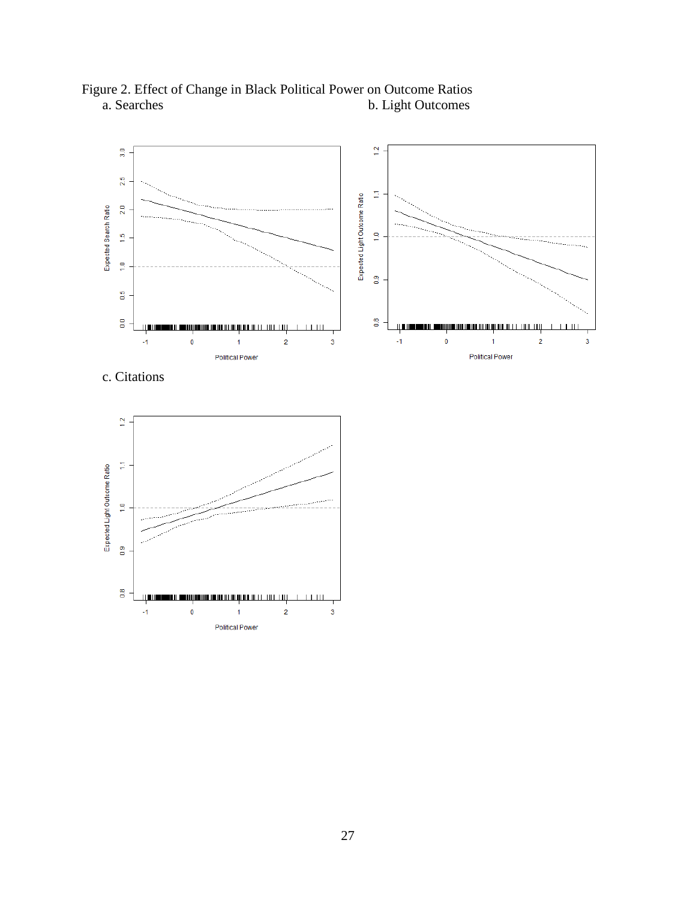Figure 2. Effect of Change in Black Political Power on Outcome Ratios

a. Searches

b. Light Outcomes

c. Citations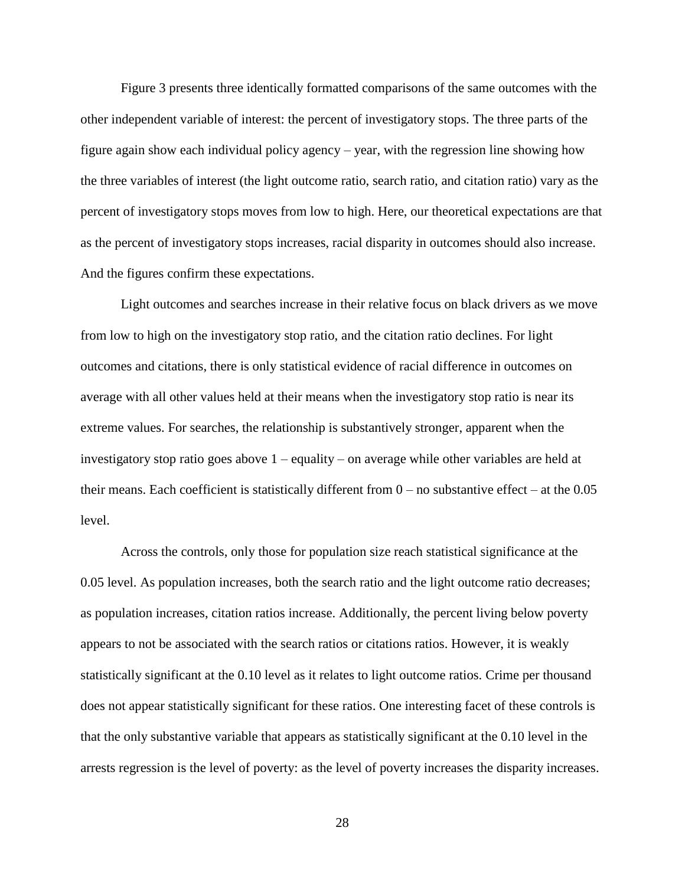Figure 3 presents three identically formatted comparisons of the same outcomes with the other independent variable of interest: the percent of investigatory stops. The three parts of the figure again show each individual policy agency – year, with the regression line showing how the three variables of interest (the light outcome ratio, search ratio, and citation ratio) vary as the percent of investigatory stops moves from low to high. Here, our theoretical expectations are that as the percent of investigatory stops increases, racial disparity in outcomes should also increase. And the figures confirm these expectations.

Light outcomes and searches increase in their relative focus on black drivers as we move from low to high on the investigatory stop ratio, and the citation ratio declines. For light outcomes and citations, there is only statistical evidence of racial difference in outcomes on average with all other values held at their means when the investigatory stop ratio is near its extreme values. For searches, the relationship is substantively stronger, apparent when the investigatory stop ratio goes above 1 – equality – on average while other variables are held at their means. Each coefficient is statistically different from 0 – no substantive effect – at the 0.05 level.

Across the controls, only those for population size reach statistical significance at the 0.05 level. As population increases, both the search ratio and the light outcome ratio decreases; as population increases, citation ratios increase. Additionally, the percent living below poverty appears to not be associated with the search ratios or citations ratios. However, it is weakly statistically significant at the 0.10 level as it relates to light outcome ratios. Crime per thousand does not appear statistically significant for these ratios. One interesting facet of these controls is that the only substantive variable that appears as statistically significant at the 0.10 level in the arrests regression is the level of poverty: as the level of poverty increases the disparity increases.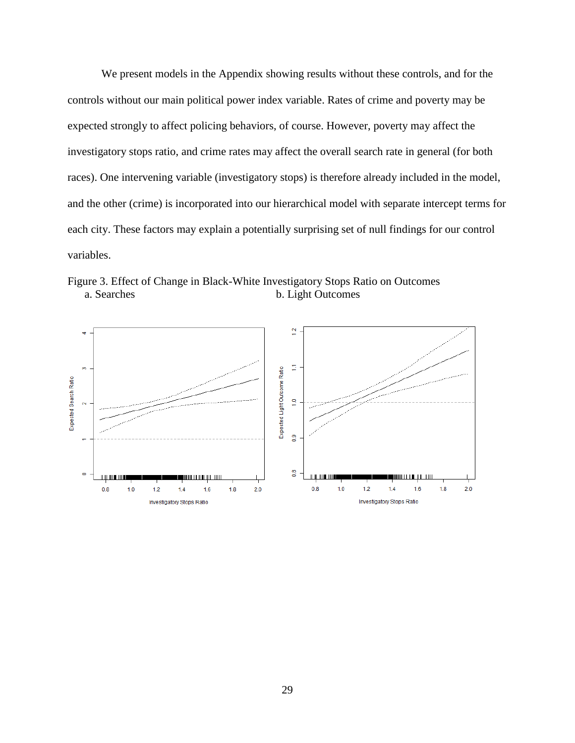We present models in the Appendix showing results without these controls, and for the controls without our main political power index variable. Rates of crime and poverty may be expected strongly to affect policing behaviors, of course. However, poverty may affect the investigatory stops ratio, and crime rates may affect the overall search rate in general (for both races). One intervening variable (investigatory stops) is therefore already included in the model, and the other (crime) is incorporated into our hierarchical model with separate intercept terms for each city. These factors may explain a potentially surprising set of null findings for our control variables.

Figure 3. Effect of Change in Black-White Investigatory Stops Ratio on Outcomes

a. Searches

b. Light Outcomes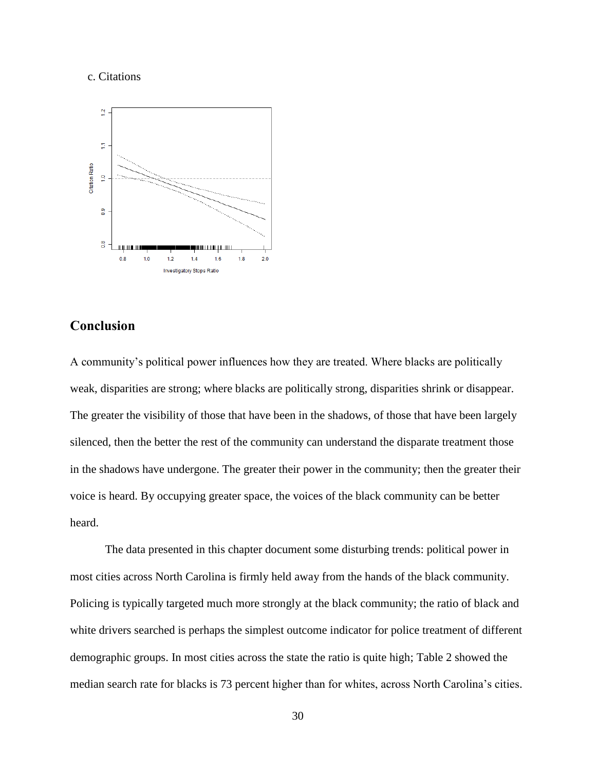c. Citations

## Conclusion

A community's political power influences how they are treated. Where blacks are politically weak, disparities are strong; where blacks are politically strong, disparities shrink or disappear. The greater the visibility of those that have been in the shadows, of those that have been largely silenced, then the better the rest of the community can understand the disparate treatment those in the shadows have undergone. The greater their power in the community; then the greater their voice is heard. By occupying greater space, the voices of the black community can be better heard.

The data presented in this chapter document some disturbing trends: political power in most cities across North Carolina is firmly held away from the hands of the black community. Policing is typically targeted much more strongly at the black community; the ratio of black and white drivers searched is perhaps the simplest outcome indicator for police treatment of different demographic groups. In most cities across the state the ratio is quite high; Table 2 showed the median search rate for blacks is 73 percent higher than for whites, across North Carolina's cities.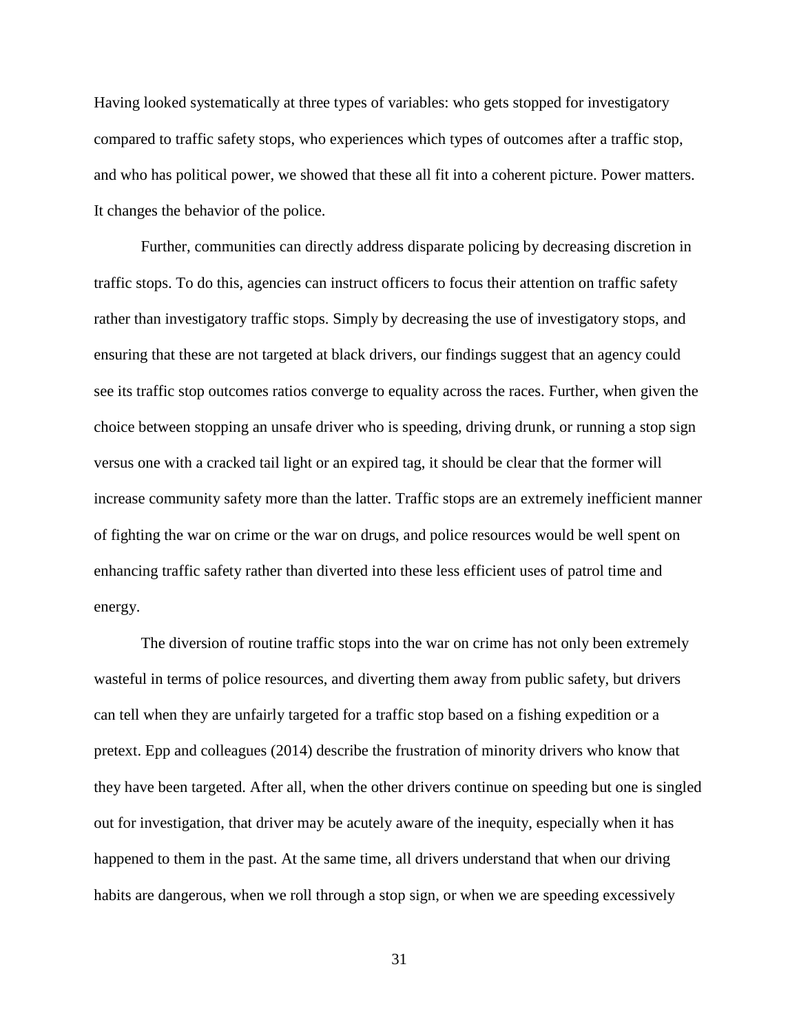Having looked systematically at three types of variables: who gets stopped for investigatory compared to traffic safety stops, who experiences which types of outcomes after a traffic stop, and who has political power, we showed that these all fit into a coherent picture. Power matters. It changes the behavior of the police.

Further, communities can directly address disparate policing by decreasing discretion in traffic stops. To do this, agencies can instruct officers to focus their attention on traffic safety rather than investigatory traffic stops. Simply by decreasing the use of investigatory stops, and ensuring that these are not targeted at black drivers, our findings suggest that an agency could see its traffic stop outcomes ratios converge to equality across the races. Further, when given the choice between stopping an unsafe driver who is speeding, driving drunk, or running a stop sign versus one with a cracked tail light or an expired tag, it should be clear that the former will increase community safety more than the latter. Traffic stops are an extremely inefficient manner of fighting the war on crime or the war on drugs, and police resources would be well spent on enhancing traffic safety rather than diverted into these less efficient uses of patrol time and energy.

The diversion of routine traffic stops into the war on crime has not only been extremely wasteful in terms of police resources, and diverting them away from public safety, but drivers can tell when they are unfairly targeted for a traffic stop based on a fishing expedition or a pretext. Epp and colleagues (2014) describe the frustration of minority drivers who know that they have been targeted. After all, when the other drivers continue on speeding but one is singled out for investigation, that driver may be acutely aware of the inequity, especially when it has happened to them in the past. At the same time, all drivers understand that when our driving habits are dangerous, when we roll through a stop sign, or when we are speeding excessively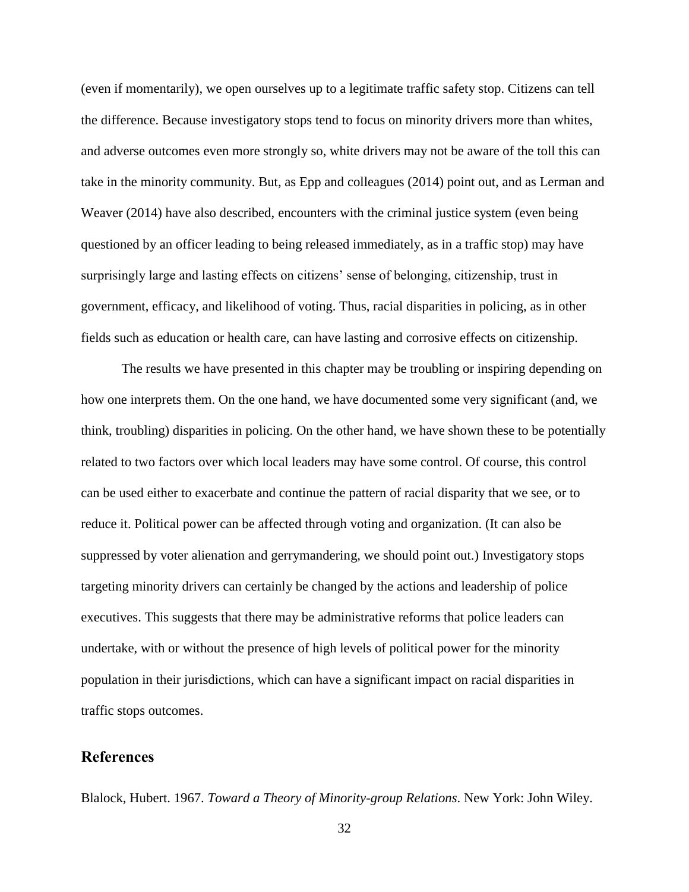(even if momentarily), we open ourselves up to a legitimate traffic safety stop. Citizens can tell the difference. Because investigatory stops tend to focus on minority drivers more than whites, and adverse outcomes even more strongly so, white drivers may not be aware of the toll this can take in the minority community. But, as Epp and colleagues (2014) point out, and as Lerman and Weaver (2014) have also described, encounters with the criminal justice system (even being questioned by an officer leading to being released immediately, as in a traffic stop) may have surprisingly large and lasting effects on citizens' sense of belonging, citizenship, trust in government, efficacy, and likelihood of voting. Thus, racial disparities in policing, as in other fields such as education or health care, can have lasting and corrosive effects on citizenship.

The results we have presented in this chapter may be troubling or inspiring depending on how one interprets them. On the one hand, we have documented some very significant (and, we think, troubling) disparities in policing. On the other hand, we have shown these to be potentially related to two factors over which local leaders may have some control. Of course, this control can be used either to exacerbate and continue the pattern of racial disparity that we see, or to reduce it. Political power can be affected through voting and organization. (It can also be suppressed by voter alienation and gerrymandering, we should point out.) Investigatory stops targeting minority drivers can certainly be changed by the actions and leadership of police executives. This suggests that there may be administrative reforms that police leaders can undertake, with or without the presence of high levels of political power for the minority population in their jurisdictions, which can have a significant impact on racial disparities in traffic stops outcomes.

## References

Blalock, Hubert. 1967. *Toward a Theory of Minority-group Relations*. New York: John Wiley.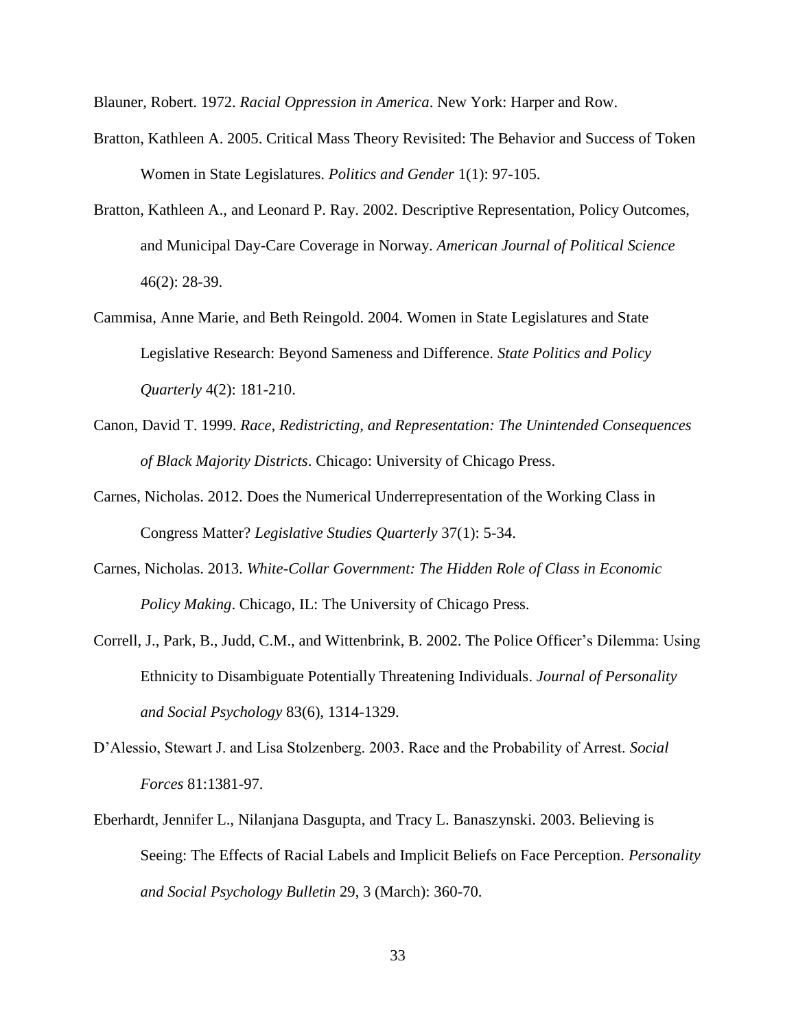Blauner, Robert. 1972. *Racial Oppression in America*. New York: Harper and Row.

Bratton, Kathleen A. 2005. Critical Mass Theory Revisited: The Behavior and Success of Token Women in State Legislatures. *Politics and Gender* 1(1): 97-105.

Bratton, Kathleen A., and Leonard P. Ray. 2002. Descriptive Representation, Policy Outcomes, and Municipal Day-Care Coverage in Norway. *American Journal of Political Science* 46(2): 28-39.

Cammisa, Anne Marie, and Beth Reingold. 2004. Women in State Legislatures and State Legislative Research: Beyond Sameness and Difference. *State Politics and Policy Quarterly* 4(2): 181-210.

Canon, David T. 1999. *Race, Redistricting, and Representation: The Unintended Consequences of Black Majority Districts*. Chicago: University of Chicago Press.

Carnes, Nicholas. 2012. Does the Numerical Underrepresentation of the Working Class in Congress Matter? *Legislative Studies Quarterly* 37(1): 5-34.

Carnes, Nicholas. 2013. *White-Collar Government: The Hidden Role of Class in Economic Policy Making*. Chicago, IL: The University of Chicago Press.

Correll, J., Park, B., Judd, C.M., and Wittenbrink, B. 2002. The Police Officer's Dilemma: Using Ethnicity to Disambiguate Potentially Threatening Individuals. *Journal of Personality and Social Psychology* 83(6), 1314-1329.

D'Alessio, Stewart J. and Lisa Stolzenberg. 2003. Race and the Probability of Arrest. *Social Forces* 81:1381-97.

Eberhardt, Jennifer L., Nilanjana Dasgupta, and Tracy L. Banaszynski. 2003. Believing is Seeing: The Effects of Racial Labels and Implicit Beliefs on Face Perception. *Personality and Social Psychology Bulletin* 29, 3 (March): 360-70.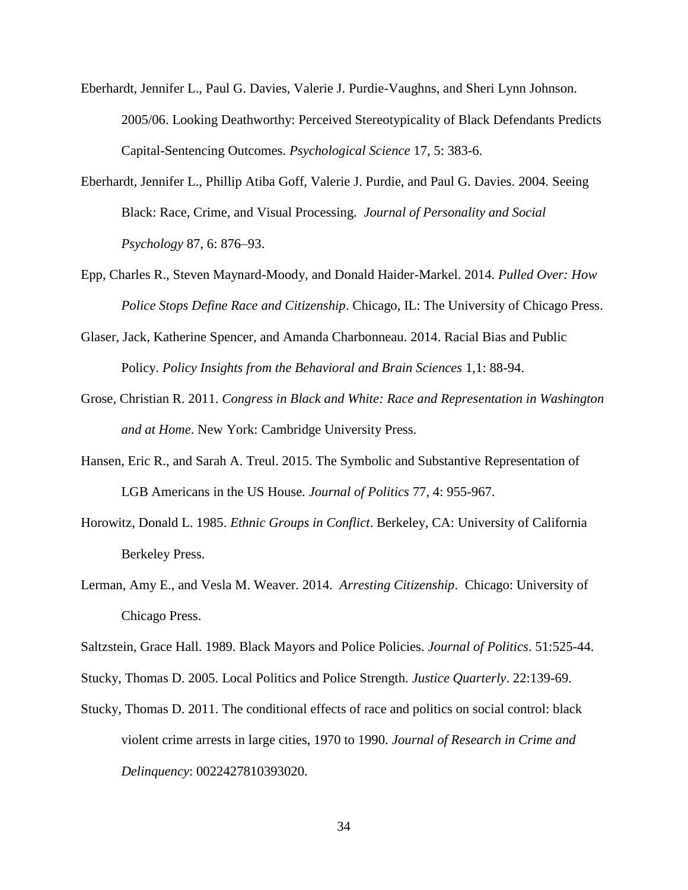Eberhardt, Jennifer L., Paul G. Davies, Valerie J. Purdie-Vaughns, and Sheri Lynn Johnson. 2005/06. Looking Deathworthy: Perceived Stereotypicality of Black Defendants Predicts Capital-Sentencing Outcomes. *Psychological Science* 17, 5: 383-6.

Eberhardt, Jennifer L., Phillip Atiba Goff, Valerie J. Purdie, and Paul G. Davies. 2004. Seeing Black: Race, Crime, and Visual Processing. *Journal of Personality and Social Psychology* 87, 6: 876–93.

Epp, Charles R., Steven Maynard-Moody, and Donald Haider-Markel. 2014. *Pulled Over: How Police Stops Define Race and Citizenship*. Chicago, IL: The University of Chicago Press.

Glaser, Jack, Katherine Spencer, and Amanda Charbonneau. 2014. Racial Bias and Public Policy. *Policy Insights from the Behavioral and Brain Sciences* 1,1: 88-94.

Grose, Christian R. 2011. *Congress in Black and White: Race and Representation in Washington and at Home*. New York: Cambridge University Press.

Hansen, Eric R., and Sarah A. Treul. 2015. The Symbolic and Substantive Representation of LGB Americans in the US House. *Journal of Politics* 77, 4: 955-967.

Horowitz, Donald L. 1985. *Ethnic Groups in Conflict*. Berkeley, CA: University of California Berkeley Press.

Lerman, Amy E., and Vesla M. Weaver. 2014. *Arresting Citizenship*. Chicago: University of Chicago Press.

Saltzstein, Grace Hall. 1989. Black Mayors and Police Policies. *Journal of Politics*. 51:525-44.

Stucky, Thomas D. 2005. Local Politics and Police Strength. *Justice Quarterly*. 22:139-69.

Stucky, Thomas D. 2011. The conditional effects of race and politics on social control: black violent crime arrests in large cities, 1970 to 1990. *Journal of Research in Crime and Delinquency*: 0022427810393020.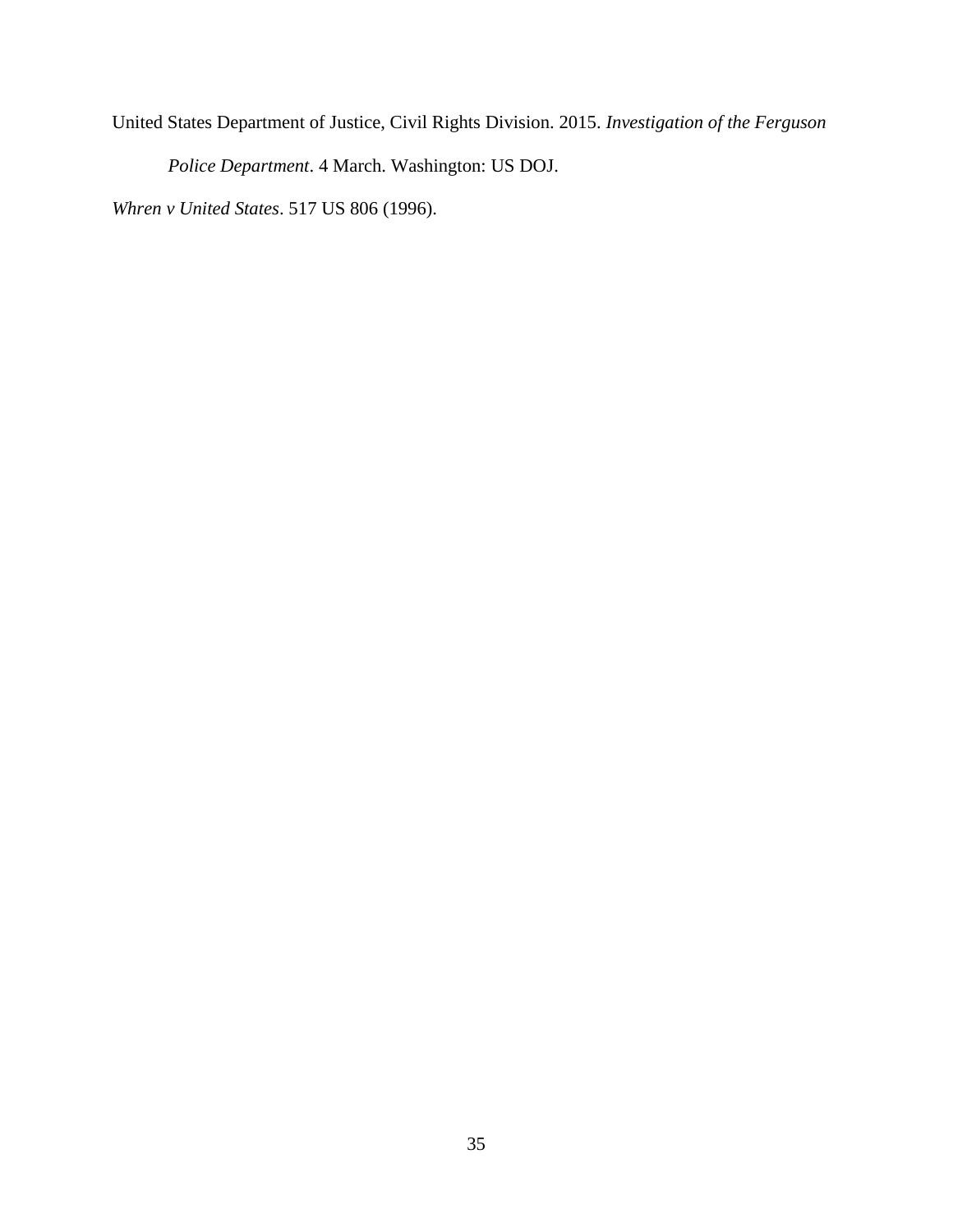United States Department of Justice, Civil Rights Division. 2015. *Investigation of the Ferguson Police Department*. 4 March. Washington: US DOJ.

*Whren v United States*. 517 US 806 (1996).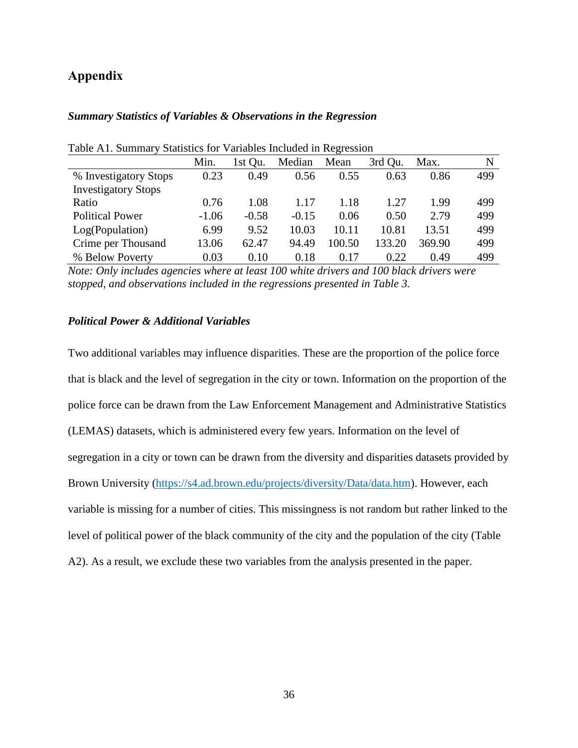# Appendix

### *Summary Statistics of Variables & Observations in the Regression*

Table A1. Summary Statistics for Variables Included in Regression

| | Min. | 1st Qu. | Median | Mean | 3rd Qu. | Max. | N |
|---|---|---|---|---|---|---|---|
| % Investigatory Stops | 0.23 | 0.49 | 0.56 | 0.55 | 0.63 | 0.86 | 499 |
| Investigatory Stops Ratio | 0.76 | 1.08 | 1.17 | 1.18 | 1.27 | 1.99 | 499 |
| Political Power | -1.06 | -0.58 | -0.15 | 0.06 | 0.50 | 2.79 | 499 |
| Log(Population) | 6.99 | 9.52 | 10.03 | 10.11 | 10.81 | 13.51 | 499 |
| Crime per Thousand | 13.06 | 62.47 | 94.49 | 100.50 | 133.20 | 369.90 | 499 |
| % Below Poverty | 0.03 | 0.10 | 0.18 | 0.17 | 0.22 | 0.49 | 499 |

*Note: Only includes agencies where at least 100 white drivers and 100 black drivers were stopped, and observations included in the regressions presented in Table 3.*

### *Political Power & Additional Variables*

Two additional variables may influence disparities. These are the proportion of the police force that is black and the level of segregation in the city or town. Information on the proportion of the police force can be drawn from the Law Enforcement Management and Administrative Statistics (LEMAS) datasets, which is administered every few years. Information on the level of segregation in a city or town can be drawn from the diversity and disparities datasets provided by Brown University (https://s4.ad.brown.edu/projects/diversity/Data/data.htm). However, each variable is missing for a number of cities. This missingness is not random but rather linked to the level of political power of the black community of the city and the population of the city (Table A2). As a result, we exclude these two variables from the analysis presented in the paper.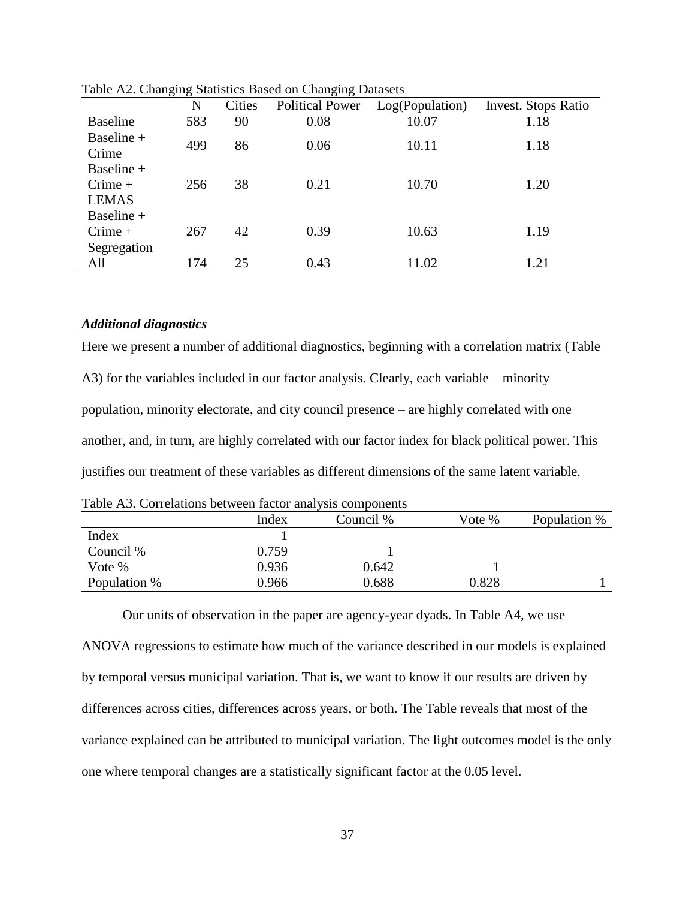Table A2. Changing Statistics Based on Changing Datasets

| | N | Cities | Political Power | Log(Population) | Invest. Stops Ratio |
|---|---|---|---|---|---|
| Baseline | 583 | 90 | 0.08 | 10.07 | 1.18 |
| Baseline + Crime | 499 | 86 | 0.06 | 10.11 | 1.18 |
| Baseline + Crime + LEMAS | 256 | 38 | 0.21 | 10.70 | 1.20 |
| Baseline + Crime + Segregation | 267 | 42 | 0.39 | 10.63 | 1.19 |
| All | 174 | 25 | 0.43 | 11.02 | 1.21 |

### *Additional diagnostics*

Here we present a number of additional diagnostics, beginning with a correlation matrix (Table A3) for the variables included in our factor analysis. Clearly, each variable – minority population, minority electorate, and city council presence – are highly correlated with one another, and, in turn, are highly correlated with our factor index for black political power. This justifies our treatment of these variables as different dimensions of the same latent variable.

Table A3. Correlations between factor analysis components

| | Index | Council % | Vote % | Population % |
|---|---|---|---|---|
| Index | 1 | | | |
| Council % | 0.759 | 1 | | |
| Vote % | 0.936 | 0.642 | 1 | |
| Population % | 0.966 | 0.688 | 0.828 | 1 |

Our units of observation in the paper are agency-year dyads. In Table A4, we use ANOVA regressions to estimate how much of the variance described in our models is explained by temporal versus municipal variation. That is, we want to know if our results are driven by differences across cities, differences across years, or both. The Table reveals that most of the variance explained can be attributed to municipal variation. The light outcomes model is the only one where temporal changes are a statistically significant factor at the 0.05 level.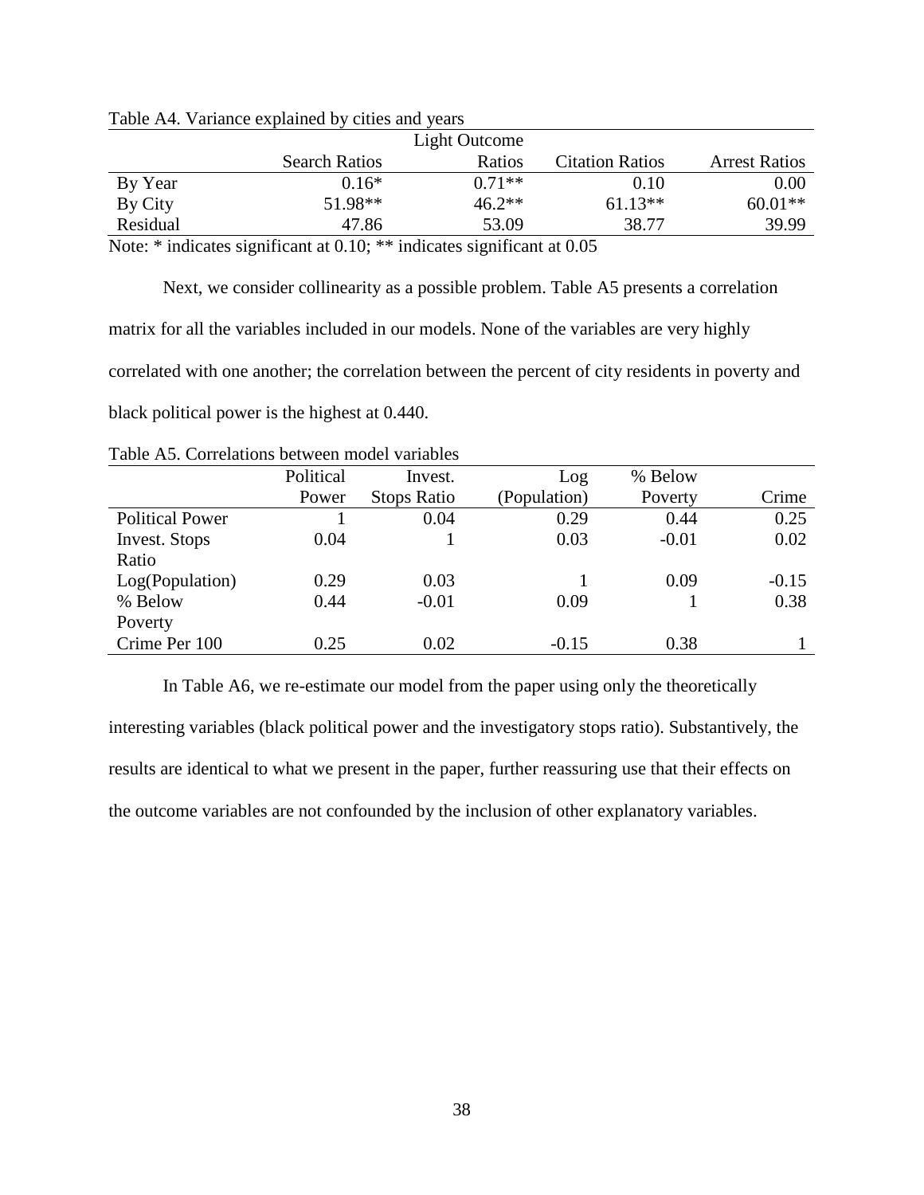Table A4. Variance explained by cities and years

| | Search Ratios | Light Outcome Ratios | Citation Ratios | Arrest Ratios |
|---|---|---|---|---|
| By Year | 0.16* | 0.71** | 0.10 | 0.00 |
| By City | 51.98** | 46.2** | 61.13** | 60.01** |
| Residual | 47.86 | 53.09 | 38.77 | 39.99 |

Note: * indicates significant at 0.10; ** indicates significant at 0.05

Next, we consider collinearity as a possible problem. Table A5 presents a correlation matrix for all the variables included in our models. None of the variables are very highly correlated with one another; the correlation between the percent of city residents in poverty and black political power is the highest at 0.440.

Table A5. Correlations between model variables

| | Political Power | Invest. Stops Ratio | Log (Population) | % Below Poverty | Crime |
|---|---|---|---|---|---|
| Political Power | 1 | 0.04 | 0.29 | 0.44 | 0.25 |
| Invest. Stops Ratio | 0.04 | 1 | 0.03 | -0.01 | 0.02 |
| Log(Population) | 0.29 | 0.03 | 1 | 0.09 | -0.15 |
| % Below Poverty | 0.44 | -0.01 | 0.09 | 1 | 0.38 |
| Crime Per 100 | 0.25 | 0.02 | -0.15 | 0.38 | 1 |

In Table A6, we re-estimate our model from the paper using only the theoretically interesting variables (black political power and the investigatory stops ratio). Substantively, the results are identical to what we present in the paper, further reassuring use that their effects on the outcome variables are not confounded by the inclusion of other explanatory variables.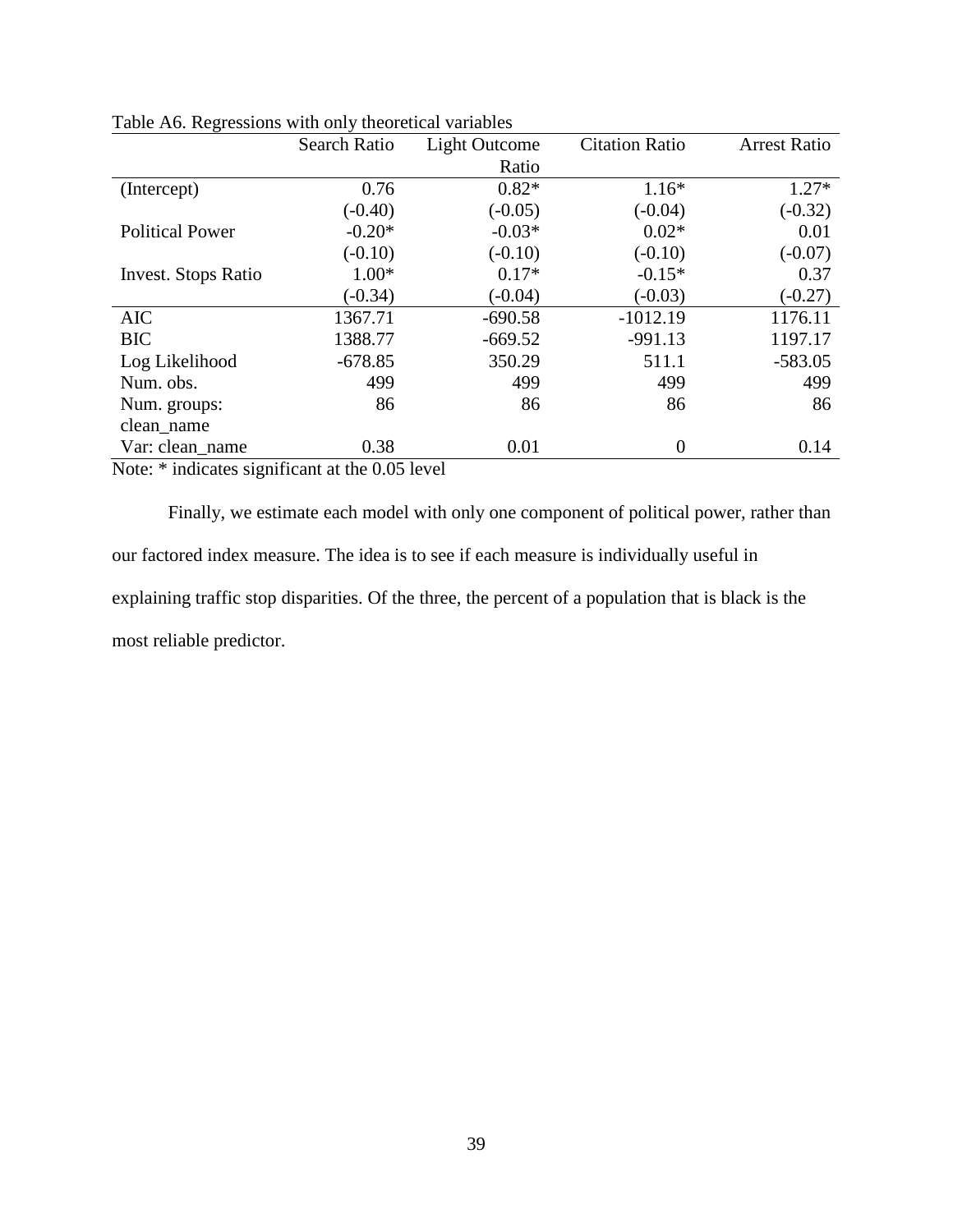Table A6. Regressions with only theoretical variables

| | Search Ratio | Light Outcome Ratio | Citation Ratio | Arrest Ratio |
|---|---|---|---|---|
| (Intercept) | 0.76 | 0.82* | 1.16* | 1.27* |
| | (-0.40) | (-0.05) | (-0.04) | (-0.32) |
| Political Power | -0.20* | -0.03* | 0.02* | 0.01 |
| | (-0.10) | (-0.10) | (-0.10) | (-0.07) |
| Invest. Stops Ratio | 1.00* | 0.17* | -0.15* | 0.37 |
| | (-0.34) | (-0.04) | (-0.03) | (-0.27) |
| AIC | 1367.71 | -690.58 | -1012.19 | 1176.11 |
| BIC | 1388.77 | -669.52 | -991.13 | 1197.17 |
| Log Likelihood | -678.85 | 350.29 | 511.1 | -583.05 |
| Num. obs. | 499 | 499 | 499 | 499 |
| Num. groups: clean_name | 86 | 86 | 86 | 86 |
| Var: clean_name | 0.38 | 0.01 | 0 | 0.14 |

Note: * indicates significant at the 0.05 level

Finally, we estimate each model with only one component of political power, rather than our factored index measure. The idea is to see if each measure is individually useful in explaining traffic stop disparities. Of the three, the percent of a population that is black is the most reliable predictor.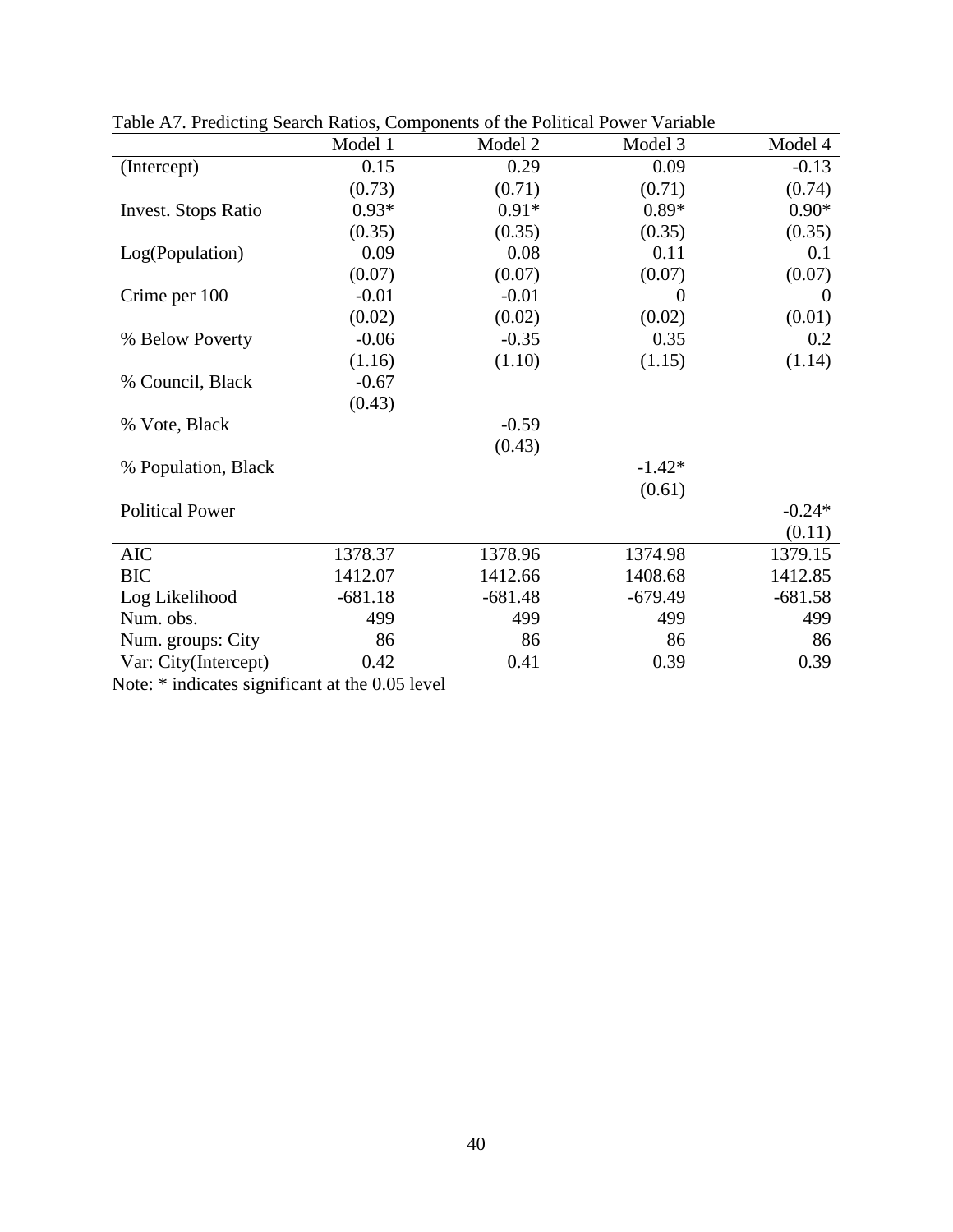Table A7. Predicting Search Ratios, Components of the Political Power Variable

| | Model 1 | Model 2 | Model 3 | Model 4 |
|---|---|---|---|---|
| (Intercept) | 0.15 | 0.29 | 0.09 | -0.13 |
| | (0.73) | (0.71) | (0.71) | (0.74) |
| Invest. Stops Ratio | 0.93* | 0.91* | 0.89* | 0.90* |
| | (0.35) | (0.35) | (0.35) | (0.35) |
| Log(Population) | 0.09 | 0.08 | 0.11 | 0.1 |
| | (0.07) | (0.07) | (0.07) | (0.07) |
| Crime per 100 | -0.01 | -0.01 | 0 | 0 |
| | (0.02) | (0.02) | (0.02) | (0.01) |
| % Below Poverty | -0.06 | -0.35 | 0.35 | 0.2 |
| | (1.16) | (1.10) | (1.15) | (1.14) |
| % Council, Black | -0.67 | | | |
| | (0.43) | | | |
| % Vote, Black | | -0.59 | | |
| | | (0.43) | | |
| % Population, Black | | | -1.42* | |
| | | | (0.61) | |
| Political Power | | | | -0.24* |
| | | | | (0.11) |
| AIC | 1378.37 | 1378.96 | 1374.98 | 1379.15 |
| BIC | 1412.07 | 1412.66 | 1408.68 | 1412.85 |
| Log Likelihood | -681.18 | -681.48 | -679.49 | -681.58 |
| Num. obs. | 499 | 499 | 499 | 499 |
| Num. groups: City | 86 | 86 | 86 | 86 |
| Var: City(Intercept) | 0.42 | 0.41 | 0.39 | 0.39 |

Note: * indicates significant at the 0.05 level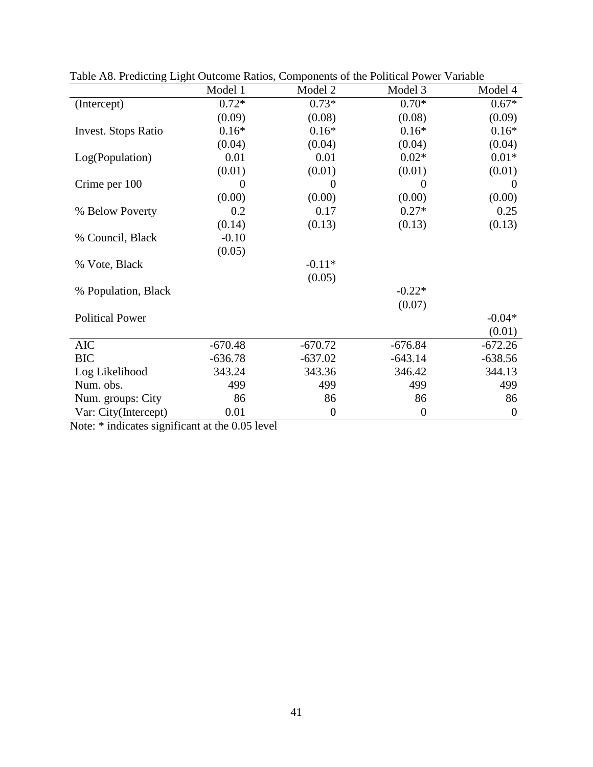Table A8. Predicting Light Outcome Ratios, Components of the Political Power Variable

| | Model 1 | Model 2 | Model 3 | Model 4 |
|---|---|---|---|---|
| (Intercept) | 0.72* | 0.73* | 0.70* | 0.67* |
| | (0.09) | (0.08) | (0.08) | (0.09) |
| Invest. Stops Ratio | 0.16* | 0.16* | 0.16* | 0.16* |
| | (0.04) | (0.04) | (0.04) | (0.04) |
| Log(Population) | 0.01 | 0.01 | 0.02* | 0.01* |
| | (0.01) | (0.01) | (0.01) | (0.01) |
| Crime per 100 | 0 | 0 | 0 | 0 |
| | (0.00) | (0.00) | (0.00) | (0.00) |
| % Below Poverty | 0.2 | 0.17 | 0.27* | 0.25 |
| | (0.14) | (0.13) | (0.13) | (0.13) |
| % Council, Black | -0.10 | | | |
| | (0.05) | | | |
| % Vote, Black | | -0.11* | | |
| | | (0.05) | | |
| % Population, Black | | | -0.22* | |
| | | | (0.07) | |
| Political Power | | | | -0.04* |
| | | | | (0.01) |
| AIC | -670.48 | -670.72 | -676.84 | -672.26 |
| BIC | -636.78 | -637.02 | -643.14 | -638.56 |
| Log Likelihood | 343.24 | 343.36 | 346.42 | 344.13 |
| Num. obs. | 499 | 499 | 499 | 499 |
| Num. groups: City | 86 | 86 | 86 | 86 |
| Var: City(Intercept) | 0.01 | 0 | 0 | 0 |

Note: * indicates significant at the 0.05 level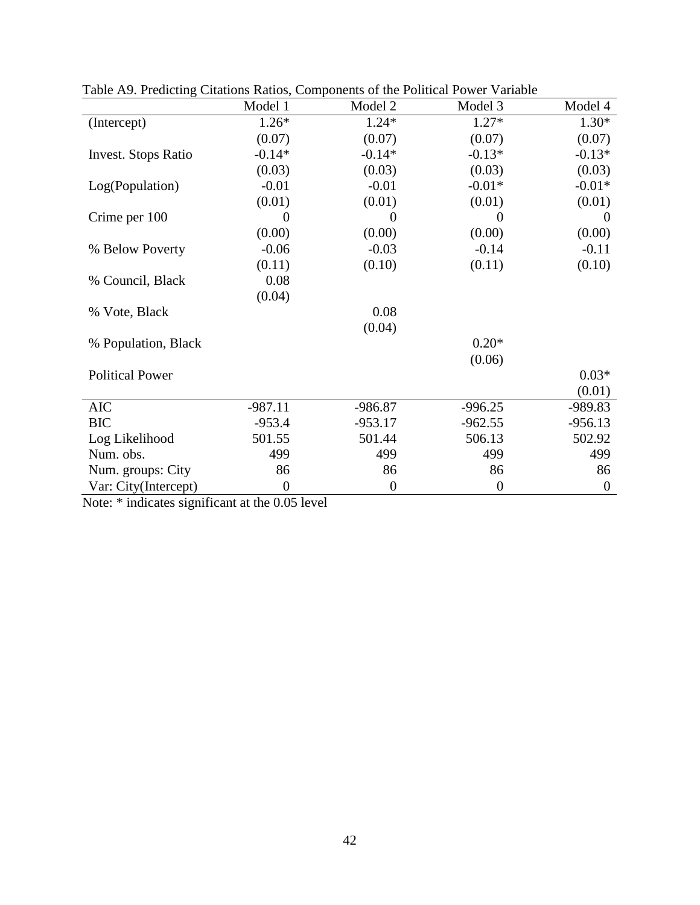Table A9. Predicting Citations Ratios, Components of the Political Power Variable

| | Model 1 | Model 2 | Model 3 | Model 4 |
|---|---|---|---|---|
| (Intercept) | 1.26* | 1.24* | 1.27* | 1.30* |
| | (0.07) | (0.07) | (0.07) | (0.07) |
| Invest. Stops Ratio | -0.14* | -0.14* | -0.13* | -0.13* |
| | (0.03) | (0.03) | (0.03) | (0.03) |
| Log(Population) | -0.01 | -0.01 | -0.01* | -0.01* |
| | (0.01) | (0.01) | (0.01) | (0.01) |
| Crime per 100 | 0 | 0 | 0 | 0 |
| | (0.00) | (0.00) | (0.00) | (0.00) |
| % Below Poverty | -0.06 | -0.03 | -0.14 | -0.11 |
| | (0.11) | (0.10) | (0.11) | (0.10) |
| % Council, Black | 0.08 | | | |
| | (0.04) | | | |
| % Vote, Black | | 0.08 | | |
| | | (0.04) | | |
| % Population, Black | | | 0.20* | |
| | | | (0.06) | |
| Political Power | | | | 0.03* |
| | | | | (0.01) |
| AIC | -987.11 | -986.87 | -996.25 | -989.83 |
| BIC | -953.4 | -953.17 | -962.55 | -956.13 |
| Log Likelihood | 501.55 | 501.44 | 506.13 | 502.92 |
| Num. obs. | 499 | 499 | 499 | 499 |
| Num. groups: City | 86 | 86 | 86 | 86 |
| Var: City(Intercept) | 0 | 0 | 0 | 0 |

Note: * indicates significant at the 0.05 level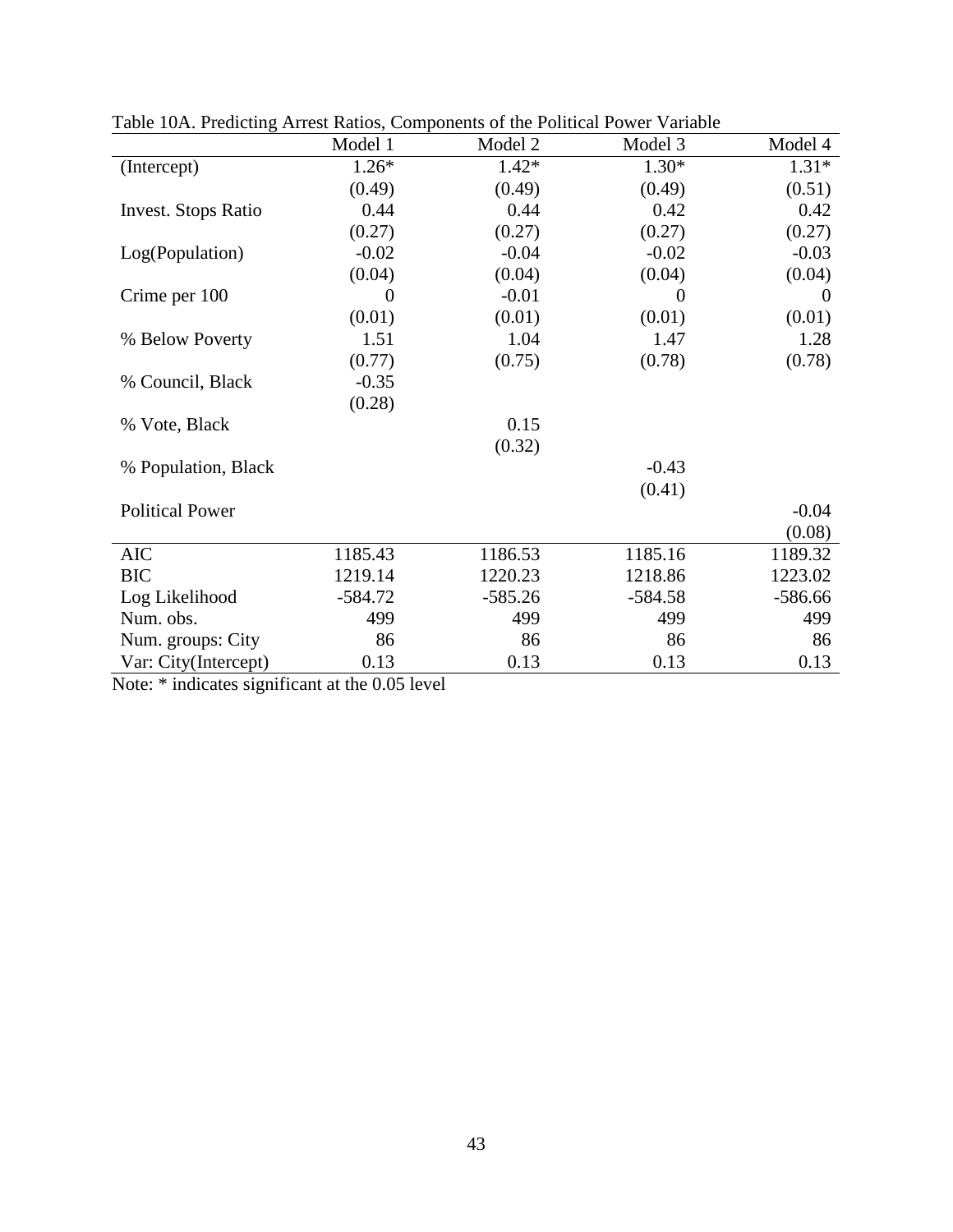Table 10A. Predicting Arrest Ratios, Components of the Political Power Variable

| | Model 1 | Model 2 | Model 3 | Model 4 |
|---|---|---|---|---|
| (Intercept) | 1.26* | 1.42* | 1.30* | 1.31* |
| | (0.49) | (0.49) | (0.49) | (0.51) |
| Invest. Stops Ratio | 0.44 | 0.44 | 0.42 | 0.42 |
| | (0.27) | (0.27) | (0.27) | (0.27) |
| Log(Population) | -0.02 | -0.04 | -0.02 | -0.03 |
| | (0.04) | (0.04) | (0.04) | (0.04) |
| Crime per 100 | 0 | -0.01 | 0 | 0 |
| | (0.01) | (0.01) | (0.01) | (0.01) |
| % Below Poverty | 1.51 | 1.04 | 1.47 | 1.28 |
| | (0.77) | (0.75) | (0.78) | (0.78) |
| % Council, Black | -0.35 | | | |
| | (0.28) | | | |
| % Vote, Black | | 0.15 | | |
| | | (0.32) | | |
| % Population, Black | | | -0.43 | |
| | | | (0.41) | |
| Political Power | | | | -0.04 |
| | | | | (0.08) |
| AIC | 1185.43 | 1186.53 | 1185.16 | 1189.32 |
| BIC | 1219.14 | 1220.23 | 1218.86 | 1223.02 |
| Log Likelihood | -584.72 | -585.26 | -584.58 | -586.66 |
| Num. obs. | 499 | 499 | 499 | 499 |
| Num. groups: City | 86 | 86 | 86 | 86 |
| Var: City(Intercept) | 0.13 | 0.13 | 0.13 | 0.13 |

Note: * indicates significant at the 0.05 level